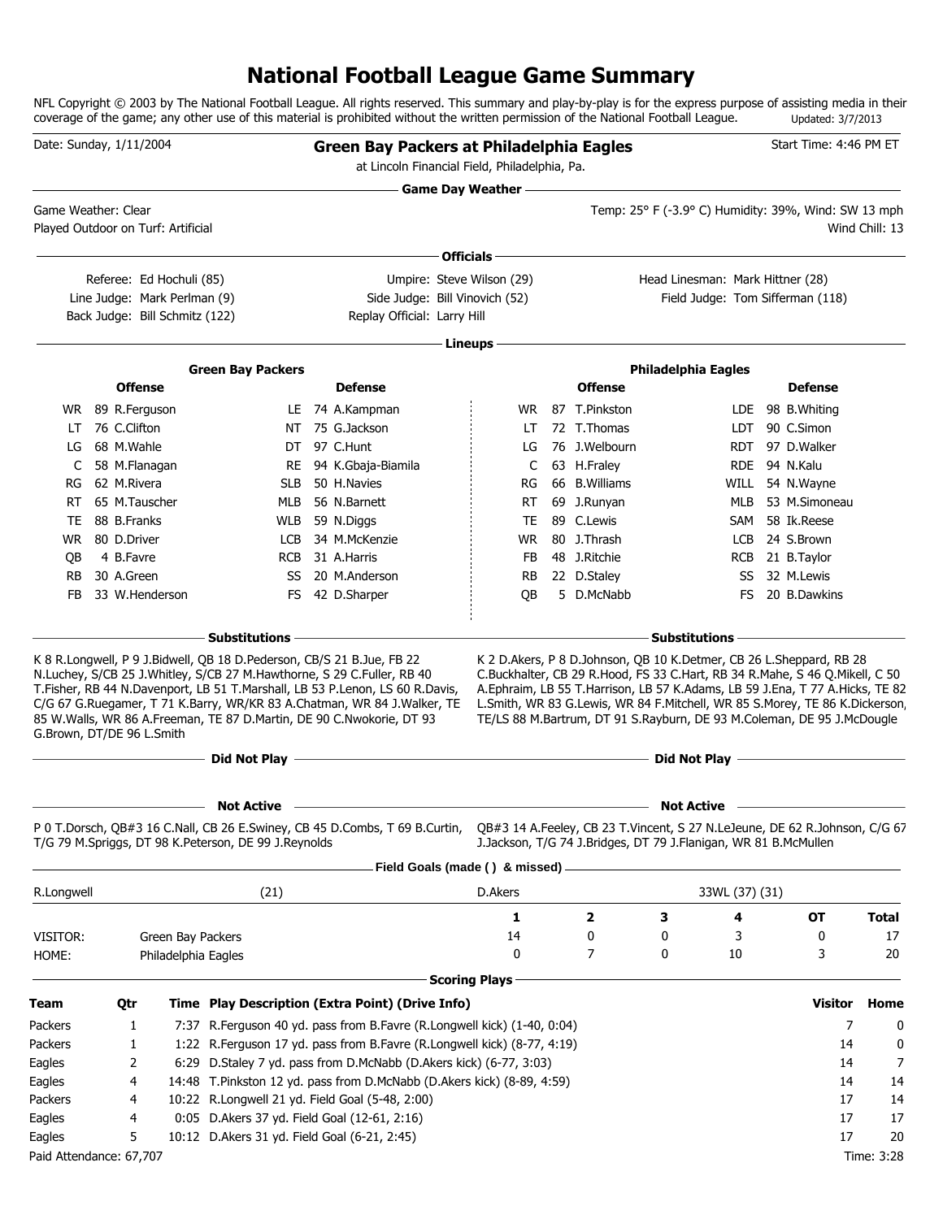# National Football League Game Summary

NFL Copyright © 2003 by The National Football League. All rights reserved. This summary and play-by-play is for the express purpose of assisting media in their coverage of the game; any other use of this material is prohibited without the written permission of the National Football League. Updated: 3/7/2013

Date: Sunday, 1/11/2004

## Green Bay Packers at Philadelphia Eagles

at Lincoln Financial Field, Philadelphia, Pa.

Start Time: 4:46 PM ET

### Game Day Weather

Game Weather: Clear

Played Outdoor on Turf: Artificial

Temp: 25° F (-3.9° C) Humidity: 39%, Wind: SW 13 mph

Wind Chill: 13

### Officials

Referee: Ed Hochuli (85)
Umpire: Steve Wilson (29)
Head Linesman: Mark Hittner (28)
Line Judge: Mark Perlman (9)
Side Judge: Bill Vinovich (52)
Field Judge: Tom Sifferman (118)
Back Judge: Bill Schmitz (122)
Replay Official: Larry Hill

### Lineups

**Green Bay Packers**

| Offense | | Defense | |
|---|---|---|---|
| WR | 89 R.Ferguson | LE | 74 A.Kampman |
| LT | 76 C.Clifton | NT | 75 G.Jackson |
| LG | 68 M.Wahle | DT | 97 C.Hunt |
| C | 58 M.Flanagan | RE | 94 K.Gbaja-Biamila |
| RG | 62 M.Rivera | SLB | 50 H.Navies |
| RT | 65 M.Tauscher | MLB | 56 N.Barnett |
| TE | 88 B.Franks | WLB | 59 N.Diggs |
| WR | 80 D.Driver | LCB | 34 M.McKenzie |
| QB | 4 B.Favre | RCB | 31 A.Harris |
| RB | 30 A.Green | SS | 20 M.Anderson |
| FB | 33 W.Henderson | FS | 42 D.Sharper |

**Philadelphia Eagles**

| Offense | | Defense | |
|---|---|---|---|
| WR | 87 T.Pinkston | LDE | 98 B.Whiting |
| LT | 72 T.Thomas | LDT | 90 C.Simon |
| LG | 76 J.Welbourn | RDT | 97 D.Walker |
| C | 63 H.Fraley | RDE | 94 N.Kalu |
| RG | 66 B.Williams | WILL | 54 N.Wayne |
| RT | 69 J.Runyan | MLB | 53 M.Simoneau |
| TE | 89 C.Lewis | SAM | 58 Ik.Reese |
| WR | 80 J.Thrash | LCB | 24 S.Brown |
| FB | 48 J.Ritchie | RCB | 21 B.Taylor |
| RB | 22 D.Staley | SS | 32 M.Lewis |
| QB | 5 D.McNabb | FS | 20 B.Dawkins |

### Substitutions

**Green Bay Packers:** K 8 R.Longwell, P 9 J.Bidwell, QB 18 D.Pederson, CB/S 21 B.Jue, FB 22 N.Luchey, S/CB 25 J.Whitley, S/CB 27 M.Hawthorne, S 29 C.Fuller, RB 40 T.Fisher, RB 44 N.Davenport, LB 51 T.Marshall, LB 53 P.Lenon, LS 60 R.Davis, C/G 67 G.Ruegamer, T 71 K.Barry, WR/KR 83 A.Chatman, WR 84 J.Walker, TE 85 W.Walls, WR 86 A.Freeman, TE 87 D.Martin, DE 90 C.Nwokorie, DT 93 G.Brown, DT/DE 96 L.Smith

**Philadelphia Eagles:** K 2 D.Akers, P 8 D.Johnson, QB 10 K.Detmer, CB 26 L.Sheppard, RB 28 C.Buckhalter, CB 29 R.Hood, FS 33 C.Hart, RB 34 R.Mahe, S 46 Q.Mikell, C 50 A.Ephraim, LB 55 T.Harrison, LB 57 K.Adams, LB 59 J.Ena, T 77 A.Hicks, TE 82 L.Smith, WR 83 G.Lewis, WR 84 F.Mitchell, WR 85 S.Morey, TE 86 K.Dickerson, TE/LS 88 M.Bartrum, DT 91 S.Rayburn, DE 93 M.Coleman, DE 95 J.McDougle

### Did Not Play

### Not Active

**Green Bay Packers:** P 0 T.Dorsch, QB#3 16 C.Nall, CB 26 E.Swiney, CB 45 D.Combs, T 69 B.Curtin, T/G 79 M.Spriggs, DT 98 K.Peterson, DE 99 J.Reynolds

**Philadelphia Eagles:** QB#3 14 A.Feeley, CB 23 T.Vincent, S 27 N.LeJeune, DE 62 R.Johnson, C/G 67 J.Jackson, T/G 74 J.Bridges, DT 79 J.Flanigan, WR 81 B.McMullen

### Field Goals (made ( ) & missed)

R.Longwell (21)

D.Akers 33WL (37) (31)

| | | 1 | 2 | 3 | 4 | OT | Total |
|---|---|---|---|---|---|---|---|
| VISITOR: | Green Bay Packers | 14 | 0 | 0 | 3 | 0 | 17 |
| HOME: | Philadelphia Eagles | 0 | 7 | 0 | 10 | 3 | 20 |

### Scoring Plays

| Team | Qtr | Time | Play Description (Extra Point) (Drive Info) | Visitor | Home |
|---|---|---|---|---|---|
| Packers | 1 | 7:37 | R.Ferguson 40 yd. pass from B.Favre (R.Longwell kick) (1-40, 0:04) | 7 | 0 |
| Packers | 1 | 1:22 | R.Ferguson 17 yd. pass from B.Favre (R.Longwell kick) (8-77, 4:19) | 14 | 0 |
| Eagles | 2 | 6:29 | D.Staley 7 yd. pass from D.McNabb (D.Akers kick) (6-77, 3:03) | 14 | 7 |
| Eagles | 4 | 14:48 | T.Pinkston 12 yd. pass from D.McNabb (D.Akers kick) (8-89, 4:59) | 14 | 14 |
| Packers | 4 | 10:22 | R.Longwell 21 yd. Field Goal (5-48, 2:00) | 17 | 14 |
| Eagles | 4 | 0:05 | D.Akers 37 yd. Field Goal (12-61, 2:16) | 17 | 17 |
| Eagles | 5 | 10:12 | D.Akers 31 yd. Field Goal (6-21, 2:45) | 17 | 20 |

Paid Attendance: 67,707

Time: 3:28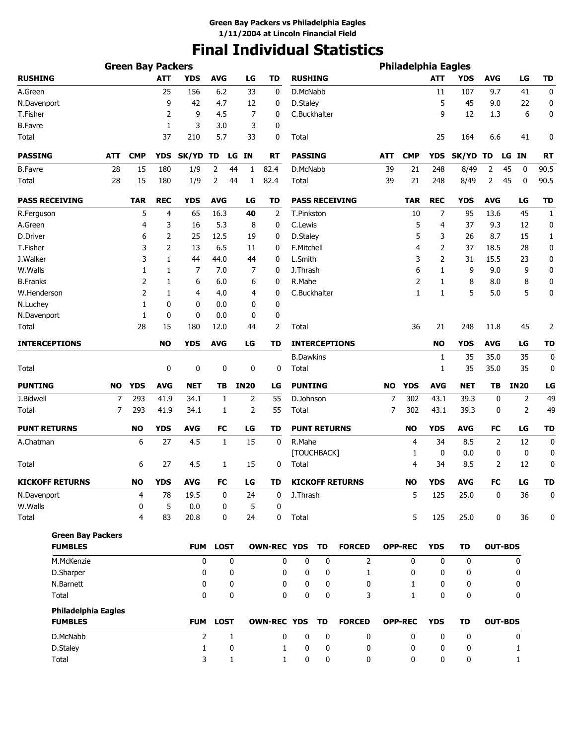**Green Bay Packers vs Philadelphia Eagles**
**1/11/2004 at Lincoln Financial Field**

# Final Individual Statistics

## Green Bay Packers

| RUSHING | ATT | YDS | AVG | LG | TD |
|---|---|---|---|---|---|
| A.Green | 25 | 156 | 6.2 | 33 | 0 |
| N.Davenport | 9 | 42 | 4.7 | 12 | 0 |
| T.Fisher | 2 | 9 | 4.5 | 7 | 0 |
| B.Favre | 1 | 3 | 3.0 | 3 | 0 |
| Total | 37 | 210 | 5.7 | 33 | 0 |

| PASSING | ATT | CMP | YDS | SK/YD | TD | LG | IN | RT |
|---|---|---|---|---|---|---|---|---|
| B.Favre | 28 | 15 | 180 | 1/9 | 2 | 44 | 1 | 82.4 |
| Total | 28 | 15 | 180 | 1/9 | 2 | 44 | 1 | 82.4 |

| PASS RECEIVING | TAR | REC | YDS | AVG | LG | TD |
|---|---|---|---|---|---|---|
| R.Ferguson | 5 | 4 | 65 | 16.3 | **40** | 2 |
| A.Green | 4 | 3 | 16 | 5.3 | 8 | 0 |
| D.Driver | 6 | 2 | 25 | 12.5 | 19 | 0 |
| T.Fisher | 3 | 2 | 13 | 6.5 | 11 | 0 |
| J.Walker | 3 | 1 | 44 | 44.0 | 44 | 0 |
| W.Walls | 1 | 1 | 7 | 7.0 | 7 | 0 |
| B.Franks | 2 | 1 | 6 | 6.0 | 6 | 0 |
| W.Henderson | 2 | 1 | 4 | 4.0 | 4 | 0 |
| N.Luchey | 1 | 0 | 0 | 0.0 | 0 | 0 |
| N.Davenport | 1 | 0 | 0 | 0.0 | 0 | 0 |
| Total | 28 | 15 | 180 | 12.0 | 44 | 2 |

| INTERCEPTIONS | NO | YDS | AVG | LG | TD |
|---|---|---|---|---|---|
| Total | 0 | 0 | 0 | 0 | 0 |

| PUNTING | NO | YDS | AVG | NET | TB | IN20 | LG |
|---|---|---|---|---|---|---|---|
| J.Bidwell | 7 | 293 | 41.9 | 34.1 | 1 | 2 | 55 |
| Total | 7 | 293 | 41.9 | 34.1 | 1 | 2 | 55 |

| PUNT RETURNS | NO | YDS | AVG | FC | LG | TD |
|---|---|---|---|---|---|---|
| A.Chatman | 6 | 27 | 4.5 | 1 | 15 | 0 |
| Total | 6 | 27 | 4.5 | 1 | 15 | 0 |

| KICKOFF RETURNS | NO | YDS | AVG | FC | LG | TD |
|---|---|---|---|---|---|---|
| N.Davenport | 4 | 78 | 19.5 | 0 | 24 | 0 |
| W.Walls | 0 | 5 | 0.0 | 0 | 5 | 0 |
| Total | 4 | 83 | 20.8 | 0 | 24 | 0 |

## Philadelphia Eagles

| RUSHING | ATT | YDS | AVG | LG | TD |
|---|---|---|---|---|---|
| D.McNabb | 11 | 107 | 9.7 | 41 | 0 |
| D.Staley | 5 | 45 | 9.0 | 22 | 0 |
| C.Buckhalter | 9 | 12 | 1.3 | 6 | 0 |
| Total | 25 | 164 | 6.6 | 41 | 0 |

| PASSING | ATT | CMP | YDS | SK/YD | TD | LG | IN | RT |
|---|---|---|---|---|---|---|---|---|
| D.McNabb | 39 | 21 | 248 | 8/49 | 2 | 45 | 0 | 90.5 |
| Total | 39 | 21 | 248 | 8/49 | 2 | 45 | 0 | 90.5 |

| PASS RECEIVING | TAR | REC | YDS | AVG | LG | TD |
|---|---|---|---|---|---|---|
| T.Pinkston | 10 | 7 | 95 | 13.6 | 45 | 1 |
| C.Lewis | 5 | 4 | 37 | 9.3 | 12 | 0 |
| D.Staley | 5 | 3 | 26 | 8.7 | 15 | 1 |
| F.Mitchell | 4 | 2 | 37 | 18.5 | 28 | 0 |
| L.Smith | 3 | 2 | 31 | 15.5 | 23 | 0 |
| J.Thrash | 6 | 1 | 9 | 9.0 | 9 | 0 |
| R.Mahe | 2 | 1 | 8 | 8.0 | 8 | 0 |
| C.Buckhalter | 1 | 1 | 5 | 5.0 | 5 | 0 |
| Total | 36 | 21 | 248 | 11.8 | 45 | 2 |

| INTERCEPTIONS | NO | YDS | AVG | LG | TD |
|---|---|---|---|---|---|
| B.Dawkins | 1 | 35 | 35.0 | 35 | 0 |
| Total | 1 | 35 | 35.0 | 35 | 0 |

| PUNTING | NO | YDS | AVG | NET | TB | IN20 | LG |
|---|---|---|---|---|---|---|---|
| D.Johnson | 7 | 302 | 43.1 | 39.3 | 0 | 2 | 49 |
| Total | 7 | 302 | 43.1 | 39.3 | 0 | 2 | 49 |

| PUNT RETURNS | NO | YDS | AVG | FC | LG | TD |
|---|---|---|---|---|---|---|
| R.Mahe | 4 | 34 | 8.5 | 2 | 12 | 0 |
| [TOUCHBACK] | 1 | 0 | 0.0 | 0 | 0 | 0 |
| Total | 4 | 34 | 8.5 | 2 | 12 | 0 |

| KICKOFF RETURNS | NO | YDS | AVG | FC | LG | TD |
|---|---|---|---|---|---|---|
| J.Thrash | 5 | 125 | 25.0 | 0 | 36 | 0 |
| Total | 5 | 125 | 25.0 | 0 | 36 | 0 |

## Green Bay Packers

| FUMBLES | FUM | LOST | OWN-REC | YDS | TD | FORCED | OPP-REC | YDS | TD | OUT-BDS |
|---|---|---|---|---|---|---|---|---|---|---|
| M.McKenzie | 0 | 0 | 0 | 0 | 0 | 2 | 0 | 0 | 0 | 0 |
| D.Sharper | 0 | 0 | 0 | 0 | 0 | 1 | 0 | 0 | 0 | 0 |
| N.Barnett | 0 | 0 | 0 | 0 | 0 | 0 | 1 | 0 | 0 | 0 |
| Total | 0 | 0 | 0 | 0 | 0 | 3 | 1 | 0 | 0 | 0 |

## Philadelphia Eagles

| FUMBLES | FUM | LOST | OWN-REC | YDS | TD | FORCED | OPP-REC | YDS | TD | OUT-BDS |
|---|---|---|---|---|---|---|---|---|---|---|
| D.McNabb | 2 | 1 | 0 | 0 | 0 | 0 | 0 | 0 | 0 | 0 |
| D.Staley | 1 | 0 | 1 | 0 | 0 | 0 | 0 | 0 | 0 | 1 |
| Total | 3 | 1 | 1 | 0 | 0 | 0 | 0 | 0 | 0 | 1 |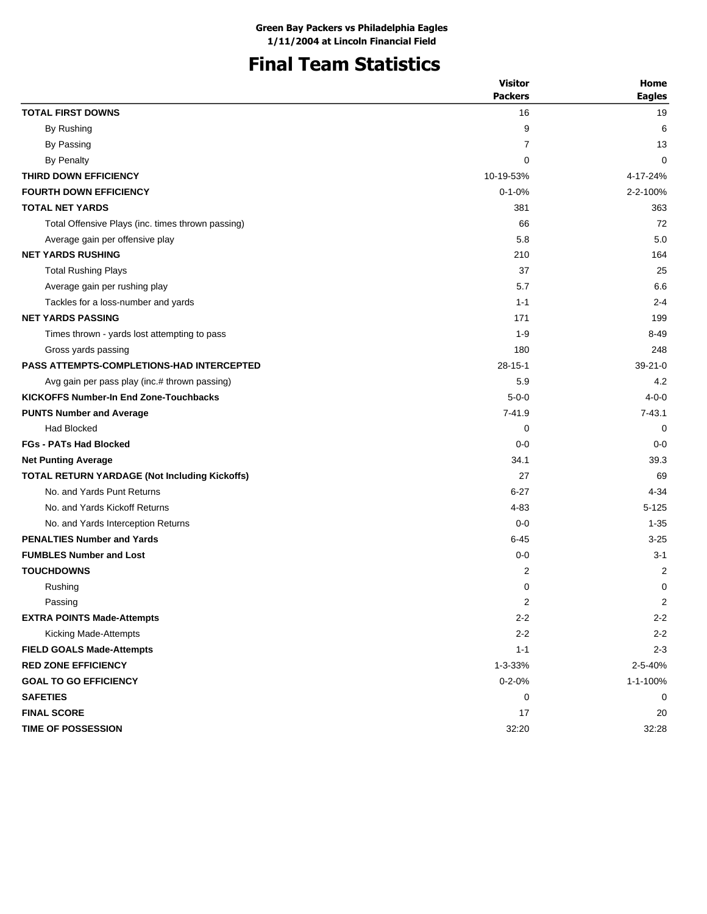**Green Bay Packers vs Philadelphia Eagles**
**1/11/2004 at Lincoln Financial Field**

# Final Team Statistics

| | Visitor Packers | Home Eagles |
|---|---|---|
| **TOTAL FIRST DOWNS** | 16 | 19 |
| By Rushing | 9 | 6 |
| By Passing | 7 | 13 |
| By Penalty | 0 | 0 |
| **THIRD DOWN EFFICIENCY** | 10-19-53% | 4-17-24% |
| **FOURTH DOWN EFFICIENCY** | 0-1-0% | 2-2-100% |
| **TOTAL NET YARDS** | 381 | 363 |
| Total Offensive Plays (inc. times thrown passing) | 66 | 72 |
| Average gain per offensive play | 5.8 | 5.0 |
| **NET YARDS RUSHING** | 210 | 164 |
| Total Rushing Plays | 37 | 25 |
| Average gain per rushing play | 5.7 | 6.6 |
| Tackles for a loss-number and yards | 1-1 | 2-4 |
| **NET YARDS PASSING** | 171 | 199 |
| Times thrown - yards lost attempting to pass | 1-9 | 8-49 |
| Gross yards passing | 180 | 248 |
| **PASS ATTEMPTS-COMPLETIONS-HAD INTERCEPTED** | 28-15-1 | 39-21-0 |
| Avg gain per pass play (inc.# thrown passing) | 5.9 | 4.2 |
| **KICKOFFS Number-In End Zone-Touchbacks** | 5-0-0 | 4-0-0 |
| **PUNTS Number and Average** | 7-41.9 | 7-43.1 |
| Had Blocked | 0 | 0 |
| **FGs - PATs Had Blocked** | 0-0 | 0-0 |
| **Net Punting Average** | 34.1 | 39.3 |
| **TOTAL RETURN YARDAGE (Not Including Kickoffs)** | 27 | 69 |
| No. and Yards Punt Returns | 6-27 | 4-34 |
| No. and Yards Kickoff Returns | 4-83 | 5-125 |
| No. and Yards Interception Returns | 0-0 | 1-35 |
| **PENALTIES Number and Yards** | 6-45 | 3-25 |
| **FUMBLES Number and Lost** | 0-0 | 3-1 |
| **TOUCHDOWNS** | 2 | 2 |
| Rushing | 0 | 0 |
| Passing | 2 | 2 |
| **EXTRA POINTS Made-Attempts** | 2-2 | 2-2 |
| Kicking Made-Attempts | 2-2 | 2-2 |
| **FIELD GOALS Made-Attempts** | 1-1 | 2-3 |
| **RED ZONE EFFICIENCY** | 1-3-33% | 2-5-40% |
| **GOAL TO GO EFFICIENCY** | 0-2-0% | 1-1-100% |
| **SAFETIES** | 0 | 0 |
| **FINAL SCORE** | 17 | 20 |
| **TIME OF POSSESSION** | 32:20 | 32:28 |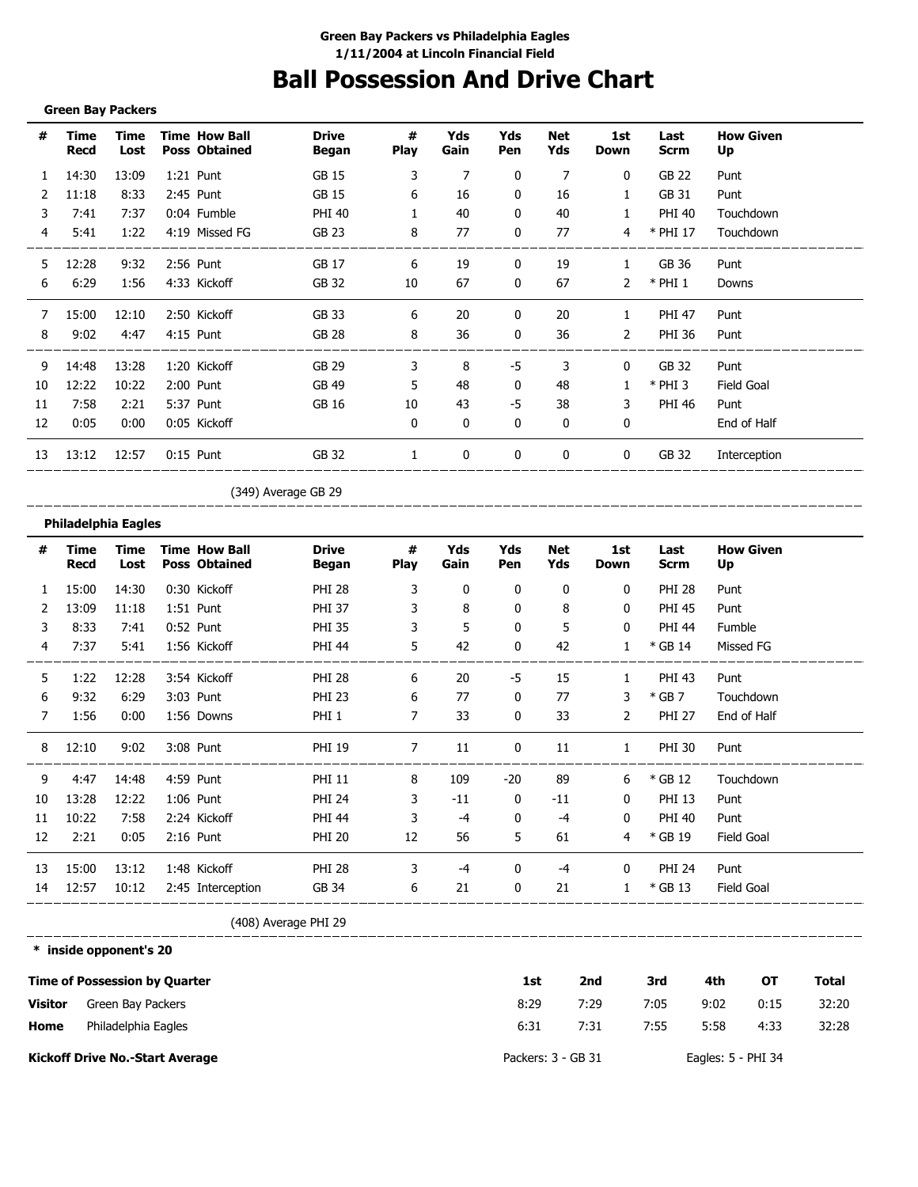Green Bay Packers vs Philadelphia Eagles
1/11/2004 at Lincoln Financial Field

# Ball Possession And Drive Chart

**Green Bay Packers**

| # | Time Recd | Time Lost | Time Poss | How Ball Obtained | Drive Began | # Play | Yds Gain | Yds Pen | Net Yds | 1st Down | Last Scrm | How Given Up |
|---|---|---|---|---|---|---|---|---|---|---|---|---|
| 1 | 14:30 | 13:09 | 1:21 | Punt | GB 15 | 3 | 7 | 0 | 7 | 0 | GB 22 | Punt |
| 2 | 11:18 | 8:33 | 2:45 | Punt | GB 15 | 6 | 16 | 0 | 16 | 1 | GB 31 | Punt |
| 3 | 7:41 | 7:37 | 0:04 | Fumble | PHI 40 | 1 | 40 | 0 | 40 | 1 | PHI 40 | Touchdown |
| 4 | 5:41 | 1:22 | 4:19 | Missed FG | GB 23 | 8 | 77 | 0 | 77 | 4 | * PHI 17 | Touchdown |
| 5 | 12:28 | 9:32 | 2:56 | Punt | GB 17 | 6 | 19 | 0 | 19 | 1 | GB 36 | Punt |
| 6 | 6:29 | 1:56 | 4:33 | Kickoff | GB 32 | 10 | 67 | 0 | 67 | 2 | * PHI 1 | Downs |
| 7 | 15:00 | 12:10 | 2:50 | Kickoff | GB 33 | 6 | 20 | 0 | 20 | 1 | PHI 47 | Punt |
| 8 | 9:02 | 4:47 | 4:15 | Punt | GB 28 | 8 | 36 | 0 | 36 | 2 | PHI 36 | Punt |
| 9 | 14:48 | 13:28 | 1:20 | Kickoff | GB 29 | 3 | 8 | -5 | 3 | 0 | GB 32 | Punt |
| 10 | 12:22 | 10:22 | 2:00 | Punt | GB 49 | 5 | 48 | 0 | 48 | 1 | * PHI 3 | Field Goal |
| 11 | 7:58 | 2:21 | 5:37 | Punt | GB 16 | 10 | 43 | -5 | 38 | 3 | PHI 46 | Punt |
| 12 | 0:05 | 0:00 | 0:05 | Kickoff | | 0 | 0 | 0 | 0 | 0 | | End of Half |
| 13 | 13:12 | 12:57 | 0:15 | Punt | GB 32 | 1 | 0 | 0 | 0 | 0 | GB 32 | Interception |

(349) Average GB 29

**Philadelphia Eagles**

| # | Time Recd | Time Lost | Time Poss | How Ball Obtained | Drive Began | # Play | Yds Gain | Yds Pen | Net Yds | 1st Down | Last Scrm | How Given Up |
|---|---|---|---|---|---|---|---|---|---|---|---|---|
| 1 | 15:00 | 14:30 | 0:30 | Kickoff | PHI 28 | 3 | 0 | 0 | 0 | 0 | PHI 28 | Punt |
| 2 | 13:09 | 11:18 | 1:51 | Punt | PHI 37 | 3 | 8 | 0 | 8 | 0 | PHI 45 | Punt |
| 3 | 8:33 | 7:41 | 0:52 | Punt | PHI 35 | 3 | 5 | 0 | 5 | 0 | PHI 44 | Fumble |
| 4 | 7:37 | 5:41 | 1:56 | Kickoff | PHI 44 | 5 | 42 | 0 | 42 | 1 | * GB 14 | Missed FG |
| 5 | 1:22 | 12:28 | 3:54 | Kickoff | PHI 28 | 6 | 20 | -5 | 15 | 1 | PHI 43 | Punt |
| 6 | 9:32 | 6:29 | 3:03 | Punt | PHI 23 | 6 | 77 | 0 | 77 | 3 | * GB 7 | Touchdown |
| 7 | 1:56 | 0:00 | 1:56 | Downs | PHI 1 | 7 | 33 | 0 | 33 | 2 | PHI 27 | End of Half |
| 8 | 12:10 | 9:02 | 3:08 | Punt | PHI 19 | 7 | 11 | 0 | 11 | 1 | PHI 30 | Punt |
| 9 | 4:47 | 14:48 | 4:59 | Punt | PHI 11 | 8 | 109 | -20 | 89 | 6 | * GB 12 | Touchdown |
| 10 | 13:28 | 12:22 | 1:06 | Punt | PHI 24 | 3 | -11 | 0 | -11 | 0 | PHI 13 | Punt |
| 11 | 10:22 | 7:58 | 2:24 | Kickoff | PHI 44 | 3 | -4 | 0 | -4 | 0 | PHI 40 | Punt |
| 12 | 2:21 | 0:05 | 2:16 | Punt | PHI 20 | 12 | 56 | 5 | 61 | 4 | * GB 19 | Field Goal |
| 13 | 15:00 | 13:12 | 1:48 | Kickoff | PHI 28 | 3 | -4 | 0 | -4 | 0 | PHI 24 | Punt |
| 14 | 12:57 | 10:12 | 2:45 | Interception | GB 34 | 6 | 21 | 0 | 21 | 1 | * GB 13 | Field Goal |

(408) Average PHI 29

**\* inside opponent's 20**

| Time of Possession by Quarter | | 1st | 2nd | 3rd | 4th | OT | Total |
|---|---|---|---|---|---|---|---|
| **Visitor** | Green Bay Packers | 8:29 | 7:29 | 7:05 | 9:02 | 0:15 | 32:20 |
| **Home** | Philadelphia Eagles | 6:31 | 7:31 | 7:55 | 5:58 | 4:33 | 32:28 |

**Kickoff Drive No.-Start Average** Packers: 3 - GB 31 Eagles: 5 - PHI 34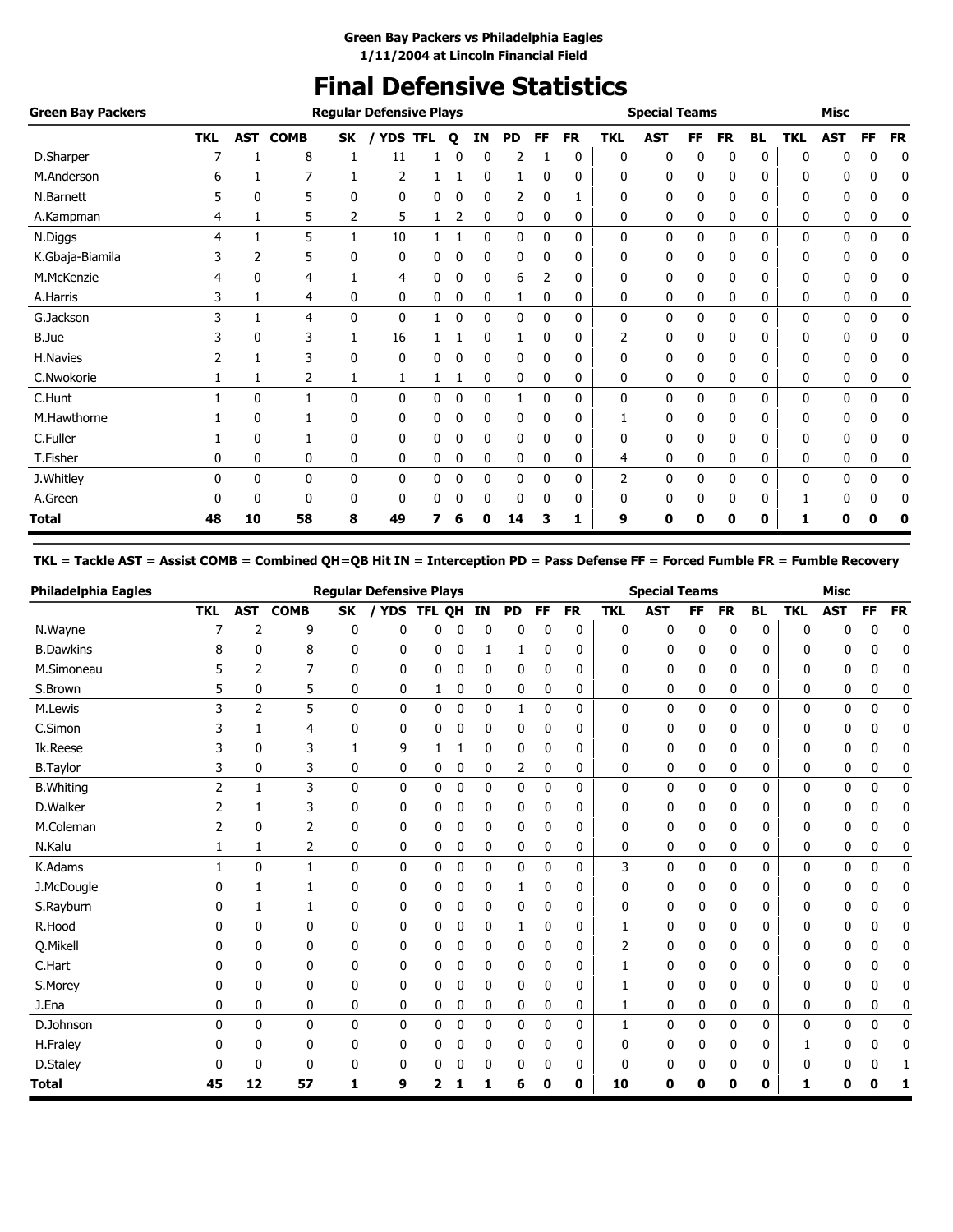**Green Bay Packers vs Philadelphia Eagles**
**1/11/2004 at Lincoln Financial Field**

# Final Defensive Statistics

| Green Bay Packers | Regular Defensive Plays | | | | | | | | | | | Special Teams | | | | | Misc | | | |
|---|---|---|---|---|---|---|---|---|---|---|---|---|---|---|---|---|---|---|---|---|
| | TKL | AST | COMB | SK | / YDS | TFL | Q | IN | PD | FF | FR | TKL | AST | FF | FR | BL | TKL | AST | FF | FR |
| D.Sharper | 7 | 1 | 8 | 1 | 11 | 1 | 0 | 0 | 2 | 1 | 0 | 0 | 0 | 0 | 0 | 0 | 0 | 0 | 0 | 0 |
| M.Anderson | 6 | 1 | 7 | 1 | 2 | 1 | 1 | 0 | 1 | 0 | 0 | 0 | 0 | 0 | 0 | 0 | 0 | 0 | 0 | 0 |
| N.Barnett | 5 | 0 | 5 | 0 | 0 | 0 | 0 | 0 | 2 | 0 | 1 | 0 | 0 | 0 | 0 | 0 | 0 | 0 | 0 | 0 |
| A.Kampman | 4 | 1 | 5 | 2 | 5 | 1 | 2 | 0 | 0 | 0 | 0 | 0 | 0 | 0 | 0 | 0 | 0 | 0 | 0 | 0 |
| N.Diggs | 4 | 1 | 5 | 1 | 10 | 1 | 1 | 0 | 0 | 0 | 0 | 0 | 0 | 0 | 0 | 0 | 0 | 0 | 0 | 0 |
| K.Gbaja-Biamila | 3 | 2 | 5 | 0 | 0 | 0 | 0 | 0 | 0 | 0 | 0 | 0 | 0 | 0 | 0 | 0 | 0 | 0 | 0 | 0 |
| M.McKenzie | 4 | 0 | 4 | 1 | 4 | 0 | 0 | 0 | 6 | 2 | 0 | 0 | 0 | 0 | 0 | 0 | 0 | 0 | 0 | 0 |
| A.Harris | 3 | 1 | 4 | 0 | 0 | 0 | 0 | 0 | 1 | 0 | 0 | 0 | 0 | 0 | 0 | 0 | 0 | 0 | 0 | 0 |
| G.Jackson | 3 | 1 | 4 | 0 | 0 | 1 | 0 | 0 | 0 | 0 | 0 | 0 | 0 | 0 | 0 | 0 | 0 | 0 | 0 | 0 |
| B.Jue | 3 | 0 | 3 | 1 | 16 | 1 | 1 | 0 | 1 | 0 | 0 | 2 | 0 | 0 | 0 | 0 | 0 | 0 | 0 | 0 |
| H.Navies | 2 | 1 | 3 | 0 | 0 | 0 | 0 | 0 | 0 | 0 | 0 | 0 | 0 | 0 | 0 | 0 | 0 | 0 | 0 | 0 |
| C.Nwokorie | 1 | 1 | 2 | 1 | 1 | 1 | 1 | 0 | 0 | 0 | 0 | 0 | 0 | 0 | 0 | 0 | 0 | 0 | 0 | 0 |
| C.Hunt | 1 | 0 | 1 | 0 | 0 | 0 | 0 | 0 | 1 | 0 | 0 | 0 | 0 | 0 | 0 | 0 | 0 | 0 | 0 | 0 |
| M.Hawthorne | 1 | 0 | 1 | 0 | 0 | 0 | 0 | 0 | 0 | 0 | 0 | 1 | 0 | 0 | 0 | 0 | 0 | 0 | 0 | 0 |
| C.Fuller | 1 | 0 | 1 | 0 | 0 | 0 | 0 | 0 | 0 | 0 | 0 | 0 | 0 | 0 | 0 | 0 | 0 | 0 | 0 | 0 |
| T.Fisher | 0 | 0 | 0 | 0 | 0 | 0 | 0 | 0 | 0 | 0 | 0 | 4 | 0 | 0 | 0 | 0 | 0 | 0 | 0 | 0 |
| J.Whitley | 0 | 0 | 0 | 0 | 0 | 0 | 0 | 0 | 0 | 0 | 0 | 2 | 0 | 0 | 0 | 0 | 0 | 0 | 0 | 0 |
| A.Green | 0 | 0 | 0 | 0 | 0 | 0 | 0 | 0 | 0 | 0 | 0 | 0 | 0 | 0 | 0 | 0 | 1 | 0 | 0 | 0 |
| **Total** | **48** | **10** | **58** | **8** | **49** | **7** | **6** | **0** | **14** | **3** | **1** | **9** | **0** | **0** | **0** | **0** | **1** | **0** | **0** | **0** |

**TKL = Tackle AST = Assist COMB = Combined QH=QB Hit IN = Interception PD = Pass Defense FF = Forced Fumble FR = Fumble Recovery**

| Philadelphia Eagles | Regular Defensive Plays | | | | | | | | | | | Special Teams | | | | | Misc | | | |
|---|---|---|---|---|---|---|---|---|---|---|---|---|---|---|---|---|---|---|---|---|
| | TKL | AST | COMB | SK | / YDS | TFL | QH | IN | PD | FF | FR | TKL | AST | FF | FR | BL | TKL | AST | FF | FR |
| N.Wayne | 7 | 2 | 9 | 0 | 0 | 0 | 0 | 0 | 0 | 0 | 0 | 0 | 0 | 0 | 0 | 0 | 0 | 0 | 0 | 0 |
| B.Dawkins | 8 | 0 | 8 | 0 | 0 | 0 | 0 | 1 | 1 | 0 | 0 | 0 | 0 | 0 | 0 | 0 | 0 | 0 | 0 | 0 |
| M.Simoneau | 5 | 2 | 7 | 0 | 0 | 0 | 0 | 0 | 0 | 0 | 0 | 0 | 0 | 0 | 0 | 0 | 0 | 0 | 0 | 0 |
| S.Brown | 5 | 0 | 5 | 0 | 0 | 1 | 0 | 0 | 0 | 0 | 0 | 0 | 0 | 0 | 0 | 0 | 0 | 0 | 0 | 0 |
| M.Lewis | 3 | 2 | 5 | 0 | 0 | 0 | 0 | 0 | 1 | 0 | 0 | 0 | 0 | 0 | 0 | 0 | 0 | 0 | 0 | 0 |
| C.Simon | 3 | 1 | 4 | 0 | 0 | 0 | 0 | 0 | 0 | 0 | 0 | 0 | 0 | 0 | 0 | 0 | 0 | 0 | 0 | 0 |
| Ik.Reese | 3 | 0 | 3 | 1 | 9 | 1 | 1 | 0 | 0 | 0 | 0 | 0 | 0 | 0 | 0 | 0 | 0 | 0 | 0 | 0 |
| B.Taylor | 3 | 0 | 3 | 0 | 0 | 0 | 0 | 0 | 2 | 0 | 0 | 0 | 0 | 0 | 0 | 0 | 0 | 0 | 0 | 0 |
| B.Whiting | 2 | 1 | 3 | 0 | 0 | 0 | 0 | 0 | 0 | 0 | 0 | 0 | 0 | 0 | 0 | 0 | 0 | 0 | 0 | 0 |
| D.Walker | 2 | 1 | 3 | 0 | 0 | 0 | 0 | 0 | 0 | 0 | 0 | 0 | 0 | 0 | 0 | 0 | 0 | 0 | 0 | 0 |
| M.Coleman | 2 | 0 | 2 | 0 | 0 | 0 | 0 | 0 | 0 | 0 | 0 | 0 | 0 | 0 | 0 | 0 | 0 | 0 | 0 | 0 |
| N.Kalu | 1 | 1 | 2 | 0 | 0 | 0 | 0 | 0 | 0 | 0 | 0 | 0 | 0 | 0 | 0 | 0 | 0 | 0 | 0 | 0 |
| K.Adams | 1 | 0 | 1 | 0 | 0 | 0 | 0 | 0 | 0 | 0 | 0 | 3 | 0 | 0 | 0 | 0 | 0 | 0 | 0 | 0 |
| J.McDougle | 0 | 1 | 1 | 0 | 0 | 0 | 0 | 0 | 1 | 0 | 0 | 0 | 0 | 0 | 0 | 0 | 0 | 0 | 0 | 0 |
| S.Rayburn | 0 | 1 | 1 | 0 | 0 | 0 | 0 | 0 | 0 | 0 | 0 | 0 | 0 | 0 | 0 | 0 | 0 | 0 | 0 | 0 |
| R.Hood | 0 | 0 | 0 | 0 | 0 | 0 | 0 | 0 | 1 | 0 | 0 | 1 | 0 | 0 | 0 | 0 | 0 | 0 | 0 | 0 |
| Q.Mikell | 0 | 0 | 0 | 0 | 0 | 0 | 0 | 0 | 0 | 0 | 0 | 2 | 0 | 0 | 0 | 0 | 0 | 0 | 0 | 0 |
| C.Hart | 0 | 0 | 0 | 0 | 0 | 0 | 0 | 0 | 0 | 0 | 0 | 1 | 0 | 0 | 0 | 0 | 0 | 0 | 0 | 0 |
| S.Morey | 0 | 0 | 0 | 0 | 0 | 0 | 0 | 0 | 0 | 0 | 0 | 1 | 0 | 0 | 0 | 0 | 0 | 0 | 0 | 0 |
| J.Ena | 0 | 0 | 0 | 0 | 0 | 0 | 0 | 0 | 0 | 0 | 0 | 1 | 0 | 0 | 0 | 0 | 0 | 0 | 0 | 0 |
| D.Johnson | 0 | 0 | 0 | 0 | 0 | 0 | 0 | 0 | 0 | 0 | 0 | 1 | 0 | 0 | 0 | 0 | 0 | 0 | 0 | 0 |
| H.Fraley | 0 | 0 | 0 | 0 | 0 | 0 | 0 | 0 | 0 | 0 | 0 | 0 | 0 | 0 | 0 | 0 | 1 | 0 | 0 | 0 |
| D.Staley | 0 | 0 | 0 | 0 | 0 | 0 | 0 | 0 | 0 | 0 | 0 | 0 | 0 | 0 | 0 | 0 | 0 | 0 | 0 | 1 |
| **Total** | **45** | **12** | **57** | **1** | **9** | **2** | **1** | **1** | **6** | **0** | **0** | **10** | **0** | **0** | **0** | **0** | **1** | **0** | **0** | **1** |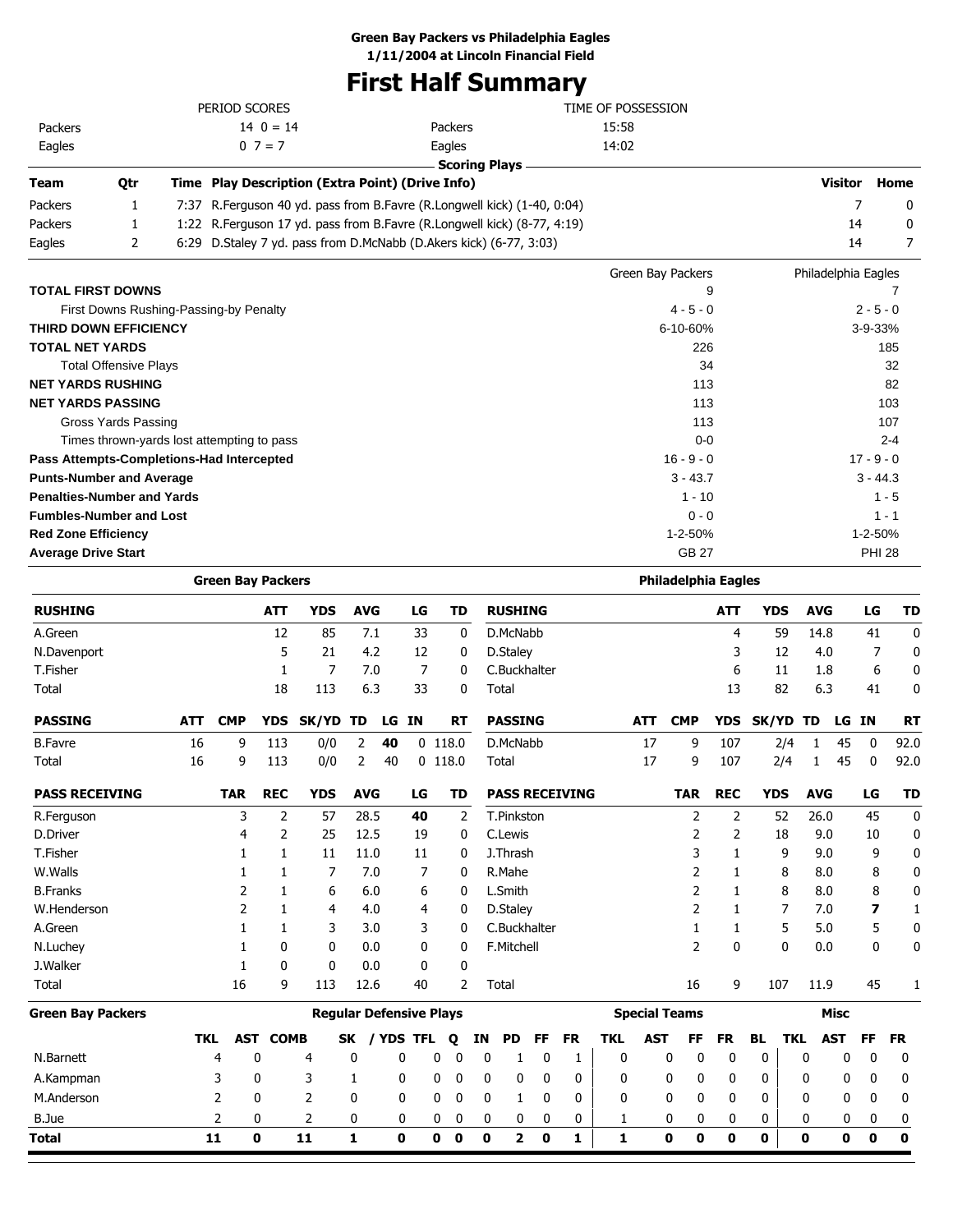**Green Bay Packers vs Philadelphia Eagles**
**1/11/2004 at Lincoln Financial Field**

# First Half Summary

| PERIOD SCORES | | | TIME OF POSSESSION | |
|---|---|---|---|---|
| Packers | 14 0 = 14 | | Packers | 15:58 |
| Eagles | 0 7 = 7 | | Eagles | 14:02 |

**Scoring Plays**

| Team | Qtr | Time | Play Description (Extra Point) (Drive Info) | Visitor | Home |
|---|---|---|---|---|---|
| Packers | 1 | 7:37 | R.Ferguson 40 yd. pass from B.Favre (R.Longwell kick) (1-40, 0:04) | 7 | 0 |
| Packers | 1 | 1:22 | R.Ferguson 17 yd. pass from B.Favre (R.Longwell kick) (8-77, 4:19) | 14 | 0 |
| Eagles | 2 | 6:29 | D.Staley 7 yd. pass from D.McNabb (D.Akers kick) (6-77, 3:03) | 14 | 7 |

| | Green Bay Packers | Philadelphia Eagles |
|---|---|---|
| **TOTAL FIRST DOWNS** | 9 | 7 |
| First Downs Rushing-Passing-by Penalty | 4 - 5 - 0 | 2 - 5 - 0 |
| **THIRD DOWN EFFICIENCY** | 6-10-60% | 3-9-33% |
| **TOTAL NET YARDS** | 226 | 185 |
| Total Offensive Plays | 34 | 32 |
| **NET YARDS RUSHING** | 113 | 82 |
| **NET YARDS PASSING** | 113 | 103 |
| Gross Yards Passing | 113 | 107 |
| Times thrown-yards lost attempting to pass | 0-0 | 2-4 |
| **Pass Attempts-Completions-Had Intercepted** | 16 - 9 - 0 | 17 - 9 - 0 |
| **Punts-Number and Average** | 3 - 43.7 | 3 - 44.3 |
| **Penalties-Number and Yards** | 1 - 10 | 1 - 5 |
| **Fumbles-Number and Lost** | 0 - 0 | 1 - 1 |
| **Red Zone Efficiency** | 1-2-50% | 1-2-50% |
| **Average Drive Start** | GB 27 | PHI 28 |

## Green Bay Packers

| RUSHING | ATT | YDS | AVG | LG | TD |
|---|---|---|---|---|---|
| A.Green | 12 | 85 | 7.1 | 33 | 0 |
| N.Davenport | 5 | 21 | 4.2 | 12 | 0 |
| T.Fisher | 1 | 7 | 7.0 | 7 | 0 |
| Total | 18 | 113 | 6.3 | 33 | 0 |

| PASSING | ATT | CMP | YDS | SK/YD | TD | LG | IN | RT |
|---|---|---|---|---|---|---|---|---|
| B.Favre | 16 | 9 | 113 | 0/0 | 2 | **40** | 0 | 118.0 |
| Total | 16 | 9 | 113 | 0/0 | 2 | 40 | 0 | 118.0 |

| PASS RECEIVING | TAR | REC | YDS | AVG | LG | TD |
|---|---|---|---|---|---|---|
| R.Ferguson | 3 | 2 | 57 | 28.5 | **40** | 2 |
| D.Driver | 4 | 2 | 25 | 12.5 | 19 | 0 |
| T.Fisher | 1 | 1 | 11 | 11.0 | 11 | 0 |
| W.Walls | 1 | 1 | 7 | 7.0 | 7 | 0 |
| B.Franks | 2 | 1 | 6 | 6.0 | 6 | 0 |
| W.Henderson | 2 | 1 | 4 | 4.0 | 4 | 0 |
| A.Green | 1 | 1 | 3 | 3.0 | 3 | 0 |
| N.Luchey | 1 | 0 | 0 | 0.0 | 0 | 0 |
| J.Walker | 1 | 0 | 0 | 0.0 | 0 | 0 |
| Total | 16 | 9 | 113 | 12.6 | 40 | 2 |

## Philadelphia Eagles

| RUSHING | ATT | YDS | AVG | LG | TD |
|---|---|---|---|---|---|
| D.McNabb | 4 | 59 | 14.8 | 41 | 0 |
| D.Staley | 3 | 12 | 4.0 | 7 | 0 |
| C.Buckhalter | 6 | 11 | 1.8 | 6 | 0 |
| Total | 13 | 82 | 6.3 | 41 | 0 |

| PASSING | ATT | CMP | YDS | SK/YD | TD | LG | IN | RT |
|---|---|---|---|---|---|---|---|---|
| D.McNabb | 17 | 9 | 107 | 2/4 | 1 | 45 | 0 | 92.0 |
| Total | 17 | 9 | 107 | 2/4 | 1 | 45 | 0 | 92.0 |

| PASS RECEIVING | TAR | REC | YDS | AVG | LG | TD |
|---|---|---|---|---|---|---|
| T.Pinkston | 2 | 2 | 52 | 26.0 | 45 | 0 |
| C.Lewis | 2 | 2 | 18 | 9.0 | 10 | 0 |
| J.Thrash | 3 | 1 | 9 | 9.0 | 9 | 0 |
| R.Mahe | 2 | 1 | 8 | 8.0 | 8 | 0 |
| L.Smith | 2 | 1 | 8 | 8.0 | 8 | 0 |
| D.Staley | 2 | 1 | 7 | 7.0 | **7** | 1 |
| C.Buckhalter | 1 | 1 | 5 | 5.0 | 5 | 0 |
| F.Mitchell | 2 | 0 | 0 | 0.0 | 0 | 0 |
| Total | 16 | 9 | 107 | 11.9 | 45 | 1 |

## Green Bay Packers

| | Regular Defensive Plays | | | | | | | | | | | | Special Teams | | | | | Misc | | | |
|---|---|---|---|---|---|---|---|---|---|---|---|---|---|---|---|---|---|---|---|---|---|
| | TKL | AST | COMB | SK | / YDS | TFL | Q | IN | PD | FF | FR | TKL | AST | FF | FR | BL | TKL | AST | FF | FR |
| N.Barnett | 4 | 0 | 4 | 0 | 0 | 0 | 0 | 0 | 1 | 0 | 1 | 0 | 0 | 0 | 0 | 0 | 0 | 0 | 0 | 0 |
| A.Kampman | 3 | 0 | 3 | 1 | 0 | 0 | 0 | 0 | 0 | 0 | 0 | 0 | 0 | 0 | 0 | 0 | 0 | 0 | 0 | 0 |
| M.Anderson | 2 | 0 | 2 | 0 | 0 | 0 | 0 | 0 | 1 | 0 | 0 | 0 | 0 | 0 | 0 | 0 | 0 | 0 | 0 | 0 |
| B.Jue | 2 | 0 | 2 | 0 | 0 | 0 | 0 | 0 | 0 | 0 | 0 | 1 | 0 | 0 | 0 | 0 | 0 | 0 | 0 | 0 |
| **Total** | **11** | **0** | **11** | **1** | **0** | **0** | **0** | **0** | **2** | **0** | **1** | **1** | **0** | **0** | **0** | **0** | **0** | **0** | **0** | **0** |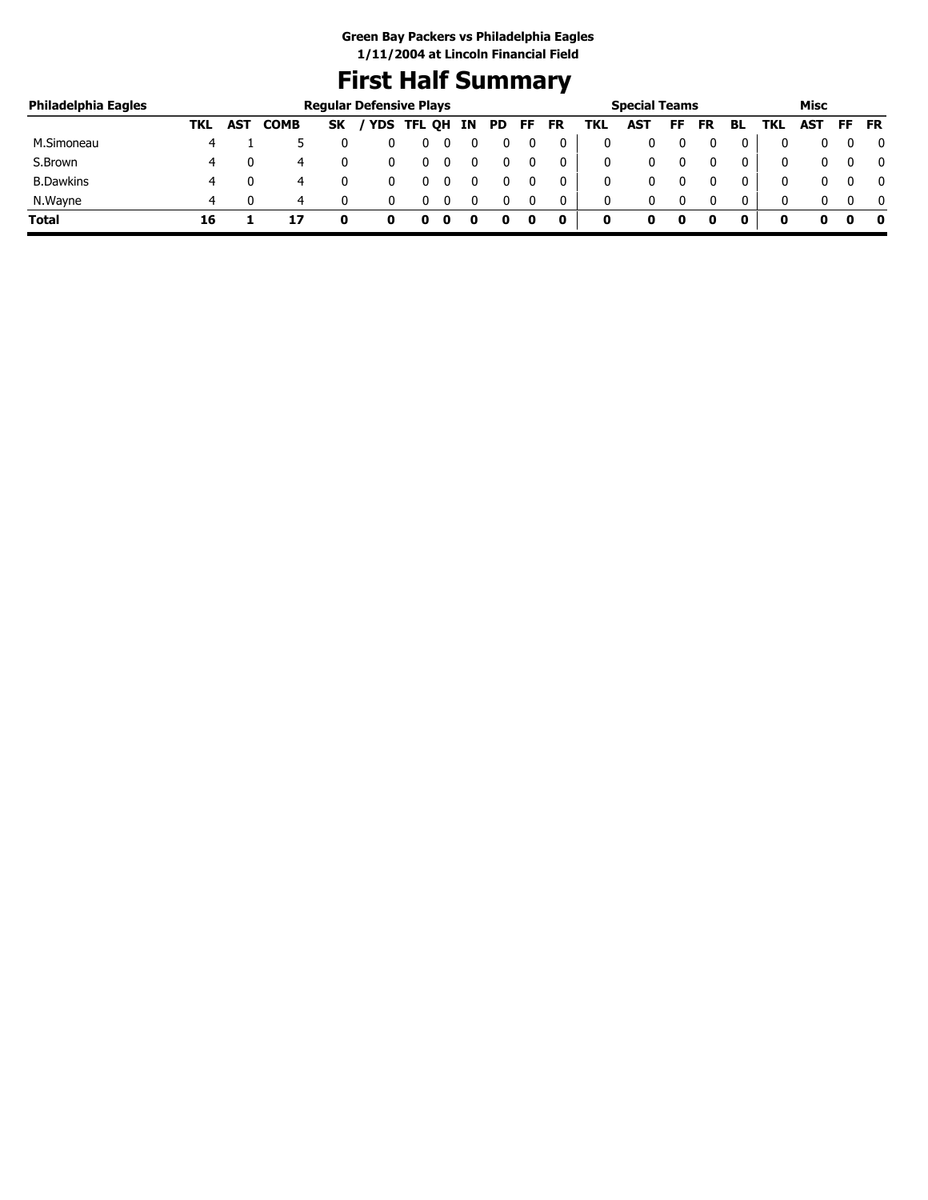**Green Bay Packers vs Philadelphia Eagles**
**1/11/2004 at Lincoln Financial Field**

# First Half Summary

| Philadelphia Eagles | Regular Defensive Plays | | | | | | | | | | | Special Teams | | | | | Misc | | | |
|---|---|---|---|---|---|---|---|---|---|---|---|---|---|---|---|---|---|---|---|---|
| | TKL | AST | COMB | SK | / YDS | TFL | QH | IN | PD | FF | FR | TKL | AST | FF | FR | BL | TKL | AST | FF | FR |
| M.Simoneau | 4 | 1 | 5 | 0 | 0 | 0 | 0 | 0 | 0 | 0 | 0 | 0 | 0 | 0 | 0 | 0 | 0 | 0 | 0 | 0 |
| S.Brown | 4 | 0 | 4 | 0 | 0 | 0 | 0 | 0 | 0 | 0 | 0 | 0 | 0 | 0 | 0 | 0 | 0 | 0 | 0 | 0 |
| B.Dawkins | 4 | 0 | 4 | 0 | 0 | 0 | 0 | 0 | 0 | 0 | 0 | 0 | 0 | 0 | 0 | 0 | 0 | 0 | 0 | 0 |
| N.Wayne | 4 | 0 | 4 | 0 | 0 | 0 | 0 | 0 | 0 | 0 | 0 | 0 | 0 | 0 | 0 | 0 | 0 | 0 | 0 | 0 |
| **Total** | **16** | **1** | **17** | **0** | **0** | **0** | **0** | **0** | **0** | **0** | **0** | **0** | **0** | **0** | **0** | **0** | **0** | **0** | **0** | **0** |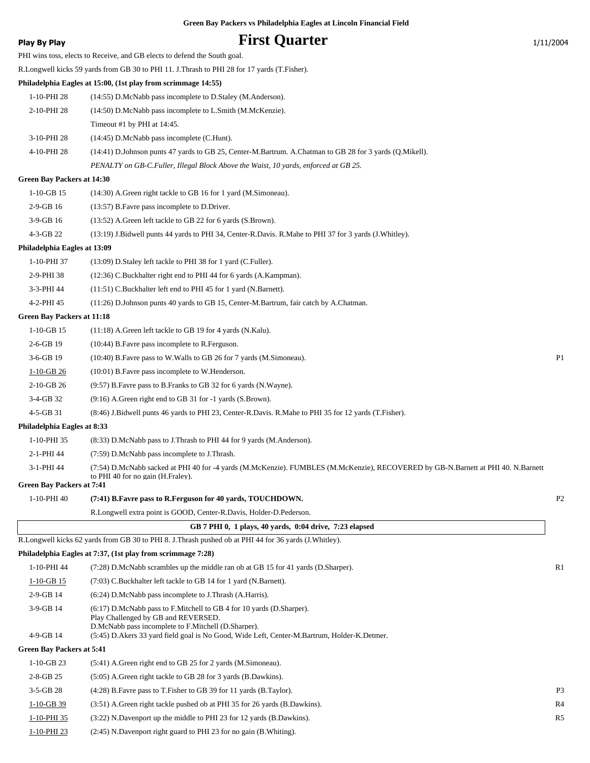Green Bay Packers vs Philadelphia Eagles at Lincoln Financial Field

**Play By Play**

# First Quarter

1/11/2004

PHI wins toss, elects to Receive, and GB elects to defend the South goal.

R.Longwell kicks 59 yards from GB 30 to PHI 11. J.Thrash to PHI 28 for 17 yards (T.Fisher).

**Philadelphia Eagles at 15:00, (1st play from scrimmage 14:55)**

| | | |
|---|---|---|
| 1-10-PHI 28 | (14:55) D.McNabb pass incomplete to D.Staley (M.Anderson). | |
| 2-10-PHI 28 | (14:50) D.McNabb pass incomplete to L.Smith (M.McKenzie). | |
| | Timeout #1 by PHI at 14:45. | |
| 3-10-PHI 28 | (14:45) D.McNabb pass incomplete (C.Hunt). | |
| 4-10-PHI 28 | (14:41) D.Johnson punts 47 yards to GB 25, Center-M.Bartrum. A.Chatman to GB 28 for 3 yards (Q.Mikell). | |
| | *PENALTY on GB-C.Fuller, Illegal Block Above the Waist, 10 yards, enforced at GB 25.* | |

**Green Bay Packers at 14:30**

| | | |
|---|---|---|
| 1-10-GB 15 | (14:30) A.Green right tackle to GB 16 for 1 yard (M.Simoneau). | |
| 2-9-GB 16 | (13:57) B.Favre pass incomplete to D.Driver. | |
| 3-9-GB 16 | (13:52) A.Green left tackle to GB 22 for 6 yards (S.Brown). | |
| 4-3-GB 22 | (13:19) J.Bidwell punts 44 yards to PHI 34, Center-R.Davis. R.Mahe to PHI 37 for 3 yards (J.Whitley). | |

**Philadelphia Eagles at 13:09**

| | | |
|---|---|---|
| 1-10-PHI 37 | (13:09) D.Staley left tackle to PHI 38 for 1 yard (C.Fuller). | |
| 2-9-PHI 38 | (12:36) C.Buckhalter right end to PHI 44 for 6 yards (A.Kampman). | |
| 3-3-PHI 44 | (11:51) C.Buckhalter left end to PHI 45 for 1 yard (N.Barnett). | |
| 4-2-PHI 45 | (11:26) D.Johnson punts 40 yards to GB 15, Center-M.Bartrum, fair catch by A.Chatman. | |

**Green Bay Packers at 11:18**

| | | |
|---|---|---|
| 1-10-GB 15 | (11:18) A.Green left tackle to GB 19 for 4 yards (N.Kalu). | |
| 2-6-GB 19 | (10:44) B.Favre pass incomplete to R.Ferguson. | |
| 3-6-GB 19 | (10:40) B.Favre pass to W.Walls to GB 26 for 7 yards (M.Simoneau). | P1 |
| 1-10-GB 26 | (10:01) B.Favre pass incomplete to W.Henderson. | |
| 2-10-GB 26 | (9:57) B.Favre pass to B.Franks to GB 32 for 6 yards (N.Wayne). | |
| 3-4-GB 32 | (9:16) A.Green right end to GB 31 for -1 yards (S.Brown). | |
| 4-5-GB 31 | (8:46) J.Bidwell punts 46 yards to PHI 23, Center-R.Davis. R.Mahe to PHI 35 for 12 yards (T.Fisher). | |

**Philadelphia Eagles at 8:33**

| | | |
|---|---|---|
| 1-10-PHI 35 | (8:33) D.McNabb pass to J.Thrash to PHI 44 for 9 yards (M.Anderson). | |
| 2-1-PHI 44 | (7:59) D.McNabb pass incomplete to J.Thrash. | |
| 3-1-PHI 44 | (7:54) D.McNabb sacked at PHI 40 for -4 yards (M.McKenzie). FUMBLES (M.McKenzie), RECOVERED by GB-N.Barnett at PHI 40. N.Barnett to PHI 40 for no gain (H.Fraley). | |

**Green Bay Packers at 7:41**

| | | |
|---|---|---|
| 1-10-PHI 40 | **(7:41) B.Favre pass to R.Ferguson for 40 yards, TOUCHDOWN.** | P2 |
| | R.Longwell extra point is GOOD, Center-R.Davis, Holder-D.Pederson. | |

**GB 7 PHI 0, 1 plays, 40 yards, 0:04 drive, 7:23 elapsed**

R.Longwell kicks 62 yards from GB 30 to PHI 8. J.Thrash pushed ob at PHI 44 for 36 yards (J.Whitley).

**Philadelphia Eagles at 7:37, (1st play from scrimmage 7:28)**

| | | |
|---|---|---|
| 1-10-PHI 44 | (7:28) D.McNabb scrambles up the middle ran ob at GB 15 for 41 yards (D.Sharper). | R1 |
| 1-10-GB 15 | (7:03) C.Buckhalter left tackle to GB 14 for 1 yard (N.Barnett). | |
| 2-9-GB 14 | (6:24) D.McNabb pass incomplete to J.Thrash (A.Harris). | |
| 3-9-GB 14 | (6:17) D.McNabb pass to F.Mitchell to GB 4 for 10 yards (D.Sharper). Play Challenged by GB and REVERSED. D.McNabb pass incomplete to F.Mitchell (D.Sharper). | |
| 4-9-GB 14 | (5:45) D.Akers 33 yard field goal is No Good, Wide Left, Center-M.Bartrum, Holder-K.Detmer. | |

**Green Bay Packers at 5:41**

| | | |
|---|---|---|
| 1-10-GB 23 | (5:41) A.Green right end to GB 25 for 2 yards (M.Simoneau). | |
| 2-8-GB 25 | (5:05) A.Green right tackle to GB 28 for 3 yards (B.Dawkins). | |
| 3-5-GB 28 | (4:28) B.Favre pass to T.Fisher to GB 39 for 11 yards (B.Taylor). | P3 |
| 1-10-GB 39 | (3:51) A.Green right tackle pushed ob at PHI 35 for 26 yards (B.Dawkins). | R4 |
| 1-10-PHI 35 | (3:22) N.Davenport up the middle to PHI 23 for 12 yards (B.Dawkins). | R5 |
| 1-10-PHI 23 | (2:45) N.Davenport right guard to PHI 23 for no gain (B.Whiting). | |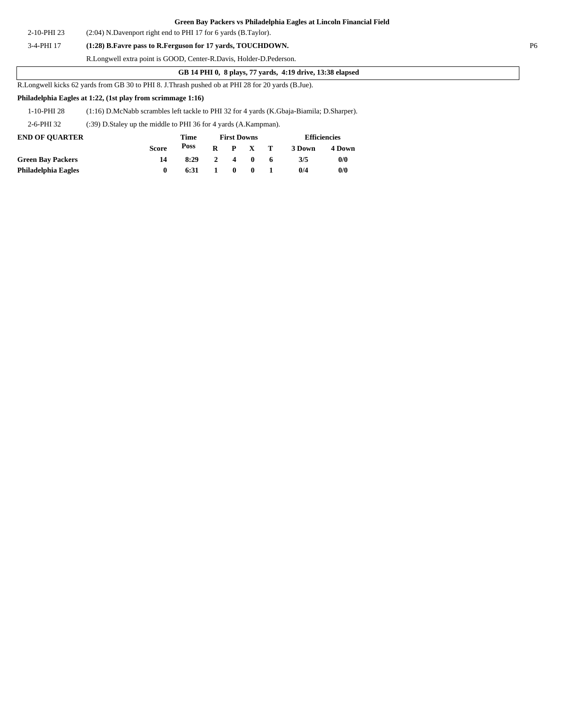### Green Bay Packers vs Philadelphia Eagles at Lincoln Financial Field

| | |
|---|---|
| 2-10-PHI 23 | (2:04) N.Davenport right end to PHI 17 for 6 yards (B.Taylor). |
| 3-4-PHI 17 | **(1:28) B.Favre pass to R.Ferguson for 17 yards, TOUCHDOWN.** |
| | R.Longwell extra point is GOOD, Center-R.Davis, Holder-D.Pederson. |

**GB 14 PHI 0, 8 plays, 77 yards, 4:19 drive, 13:38 elapsed**

R.Longwell kicks 62 yards from GB 30 to PHI 8. J.Thrash pushed ob at PHI 28 for 20 yards (B.Jue).

**Philadelphia Eagles at 1:22, (1st play from scrimmage 1:16)**

| | |
|---|---|
| 1-10-PHI 28 | (1:16) D.McNabb scrambles left tackle to PHI 32 for 4 yards (K.Gbaja-Biamila; D.Sharper). |
| 2-6-PHI 32 | (:39) D.Staley up the middle to PHI 36 for 4 yards (A.Kampman). |

| END OF QUARTER | Score | Time Poss | First Downs R | P | X | T | Efficiencies 3 Down | 4 Down |
|---|---|---|---|---|---|---|---|---|
| **Green Bay Packers** | **14** | **8:29** | **2** | **4** | **0** | **6** | **3/5** | **0/0** |
| **Philadelphia Eagles** | **0** | **6:31** | **1** | **0** | **0** | **1** | **0/4** | **0/0** |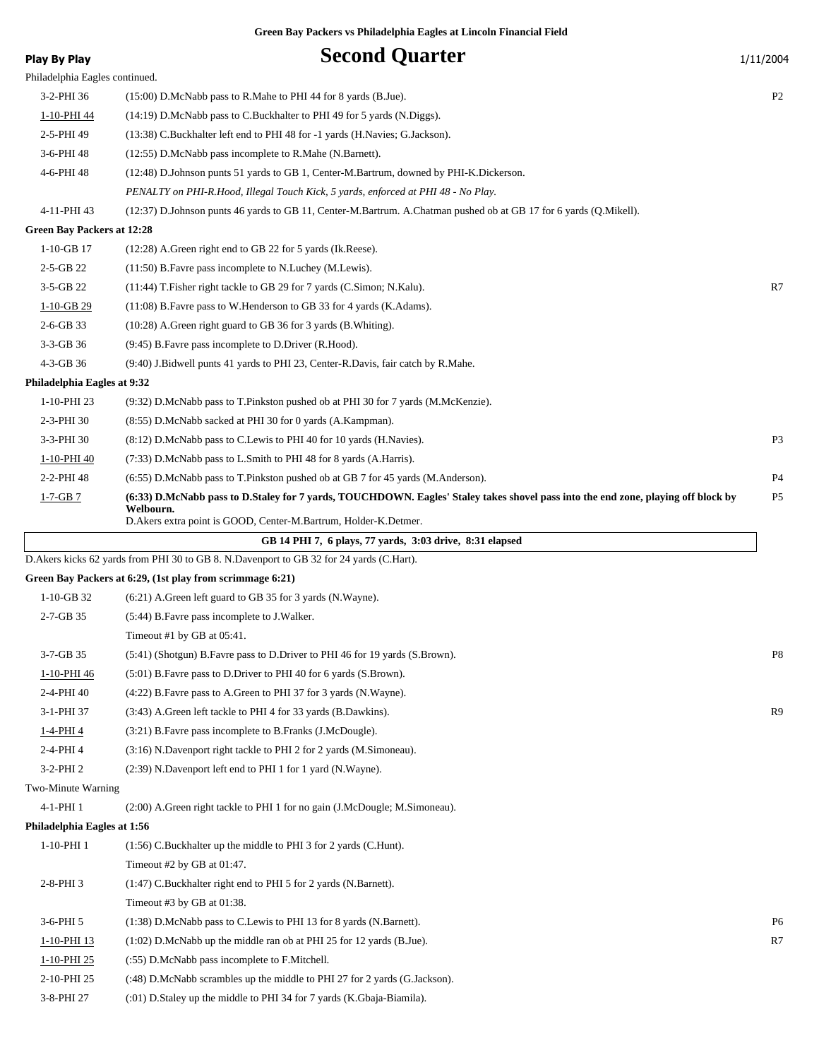**Green Bay Packers vs Philadelphia Eagles at Lincoln Financial Field**

**Play By Play**

# Second Quarter

1/11/2004

Philadelphia Eagles continued.

| Down | Play | |
|---|---|---|
| 3-2-PHI 36 | (15:00) D.McNabb pass to R.Mahe to PHI 44 for 8 yards (B.Jue). | P2 |
| 1-10-PHI 44 | (14:19) D.McNabb pass to C.Buckhalter to PHI 49 for 5 yards (N.Diggs). | |
| 2-5-PHI 49 | (13:38) C.Buckhalter left end to PHI 48 for -1 yards (H.Navies; G.Jackson). | |
| 3-6-PHI 48 | (12:55) D.McNabb pass incomplete to R.Mahe (N.Barnett). | |
| 4-6-PHI 48 | (12:48) D.Johnson punts 51 yards to GB 1, Center-M.Bartrum, downed by PHI-K.Dickerson. | |
| | *PENALTY on PHI-R.Hood, Illegal Touch Kick, 5 yards, enforced at PHI 48 - No Play.* | |
| 4-11-PHI 43 | (12:37) D.Johnson punts 46 yards to GB 11, Center-M.Bartrum. A.Chatman pushed ob at GB 17 for 6 yards (Q.Mikell). | |

**Green Bay Packers at 12:28**

| Down | Play | |
|---|---|---|
| 1-10-GB 17 | (12:28) A.Green right end to GB 22 for 5 yards (Ik.Reese). | |
| 2-5-GB 22 | (11:50) B.Favre pass incomplete to N.Luchey (M.Lewis). | |
| 3-5-GB 22 | (11:44) T.Fisher right tackle to GB 29 for 7 yards (C.Simon; N.Kalu). | R7 |
| 1-10-GB 29 | (11:08) B.Favre pass to W.Henderson to GB 33 for 4 yards (K.Adams). | |
| 2-6-GB 33 | (10:28) A.Green right guard to GB 36 for 3 yards (B.Whiting). | |
| 3-3-GB 36 | (9:45) B.Favre pass incomplete to D.Driver (R.Hood). | |
| 4-3-GB 36 | (9:40) J.Bidwell punts 41 yards to PHI 23, Center-R.Davis, fair catch by R.Mahe. | |

**Philadelphia Eagles at 9:32**

| Down | Play | |
|---|---|---|
| 1-10-PHI 23 | (9:32) D.McNabb pass to T.Pinkston pushed ob at PHI 30 for 7 yards (M.McKenzie). | |
| 2-3-PHI 30 | (8:55) D.McNabb sacked at PHI 30 for 0 yards (A.Kampman). | |
| 3-3-PHI 30 | (8:12) D.McNabb pass to C.Lewis to PHI 40 for 10 yards (H.Navies). | P3 |
| 1-10-PHI 40 | (7:33) D.McNabb pass to L.Smith to PHI 48 for 8 yards (A.Harris). | |
| 2-2-PHI 48 | (6:55) D.McNabb pass to T.Pinkston pushed ob at GB 7 for 45 yards (M.Anderson). | P4 |
| 1-7-GB 7 | **(6:33) D.McNabb pass to D.Staley for 7 yards, TOUCHDOWN. Eagles' Staley takes shovel pass into the end zone, playing off block by Welbourn.** D.Akers extra point is GOOD, Center-M.Bartrum, Holder-K.Detmer. | P5 |

**GB 14 PHI 7, 6 plays, 77 yards, 3:03 drive, 8:31 elapsed**

D.Akers kicks 62 yards from PHI 30 to GB 8. N.Davenport to GB 32 for 24 yards (C.Hart).

**Green Bay Packers at 6:29, (1st play from scrimmage 6:21)**

| Down | Play | |
|---|---|---|
| 1-10-GB 32 | (6:21) A.Green left guard to GB 35 for 3 yards (N.Wayne). | |
| 2-7-GB 35 | (5:44) B.Favre pass incomplete to J.Walker. | |
| | Timeout #1 by GB at 05:41. | |
| 3-7-GB 35 | (5:41) (Shotgun) B.Favre pass to D.Driver to PHI 46 for 19 yards (S.Brown). | P8 |
| 1-10-PHI 46 | (5:01) B.Favre pass to D.Driver to PHI 40 for 6 yards (S.Brown). | |
| 2-4-PHI 40 | (4:22) B.Favre pass to A.Green to PHI 37 for 3 yards (N.Wayne). | |
| 3-1-PHI 37 | (3:43) A.Green left tackle to PHI 4 for 33 yards (B.Dawkins). | R9 |
| 1-4-PHI 4 | (3:21) B.Favre pass incomplete to B.Franks (J.McDougle). | |
| 2-4-PHI 4 | (3:16) N.Davenport right tackle to PHI 2 for 2 yards (M.Simoneau). | |
| 3-2-PHI 2 | (2:39) N.Davenport left end to PHI 1 for 1 yard (N.Wayne). | |

Two-Minute Warning

| Down | Play | |
|---|---|---|
| 4-1-PHI 1 | (2:00) A.Green right tackle to PHI 1 for no gain (J.McDougle; M.Simoneau). | |

**Philadelphia Eagles at 1:56**

| Down | Play | |
|---|---|---|
| 1-10-PHI 1 | (1:56) C.Buckhalter up the middle to PHI 3 for 2 yards (C.Hunt). | |
| | Timeout #2 by GB at 01:47. | |
| 2-8-PHI 3 | (1:47) C.Buckhalter right end to PHI 5 for 2 yards (N.Barnett). | |
| | Timeout #3 by GB at 01:38. | |
| 3-6-PHI 5 | (1:38) D.McNabb pass to C.Lewis to PHI 13 for 8 yards (N.Barnett). | P6 |
| 1-10-PHI 13 | (1:02) D.McNabb up the middle ran ob at PHI 25 for 12 yards (B.Jue). | R7 |
| 1-10-PHI 25 | (:55) D.McNabb pass incomplete to F.Mitchell. | |
| 2-10-PHI 25 | (:48) D.McNabb scrambles up the middle to PHI 27 for 2 yards (G.Jackson). | |
| 3-8-PHI 27 | (:01) D.Staley up the middle to PHI 34 for 7 yards (K.Gbaja-Biamila). | |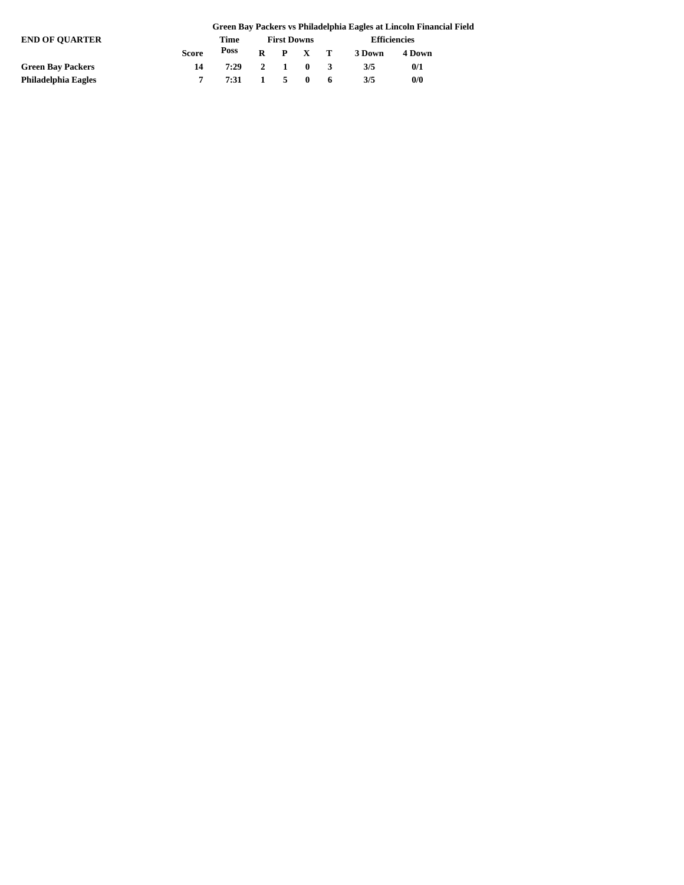**Green Bay Packers vs Philadelphia Eagles at Lincoln Financial Field**

| END OF QUARTER | | Time | First Downs | | | | Efficiencies | |
|---|---|---|---|---|---|---|---|---|
| | Score | Poss | R | P | X | T | 3 Down | 4 Down |
| **Green Bay Packers** | 14 | 7:29 | 2 | 1 | 0 | 3 | 3/5 | 0/1 |
| **Philadelphia Eagles** | 7 | 7:31 | 1 | 5 | 0 | 6 | 3/5 | 0/0 |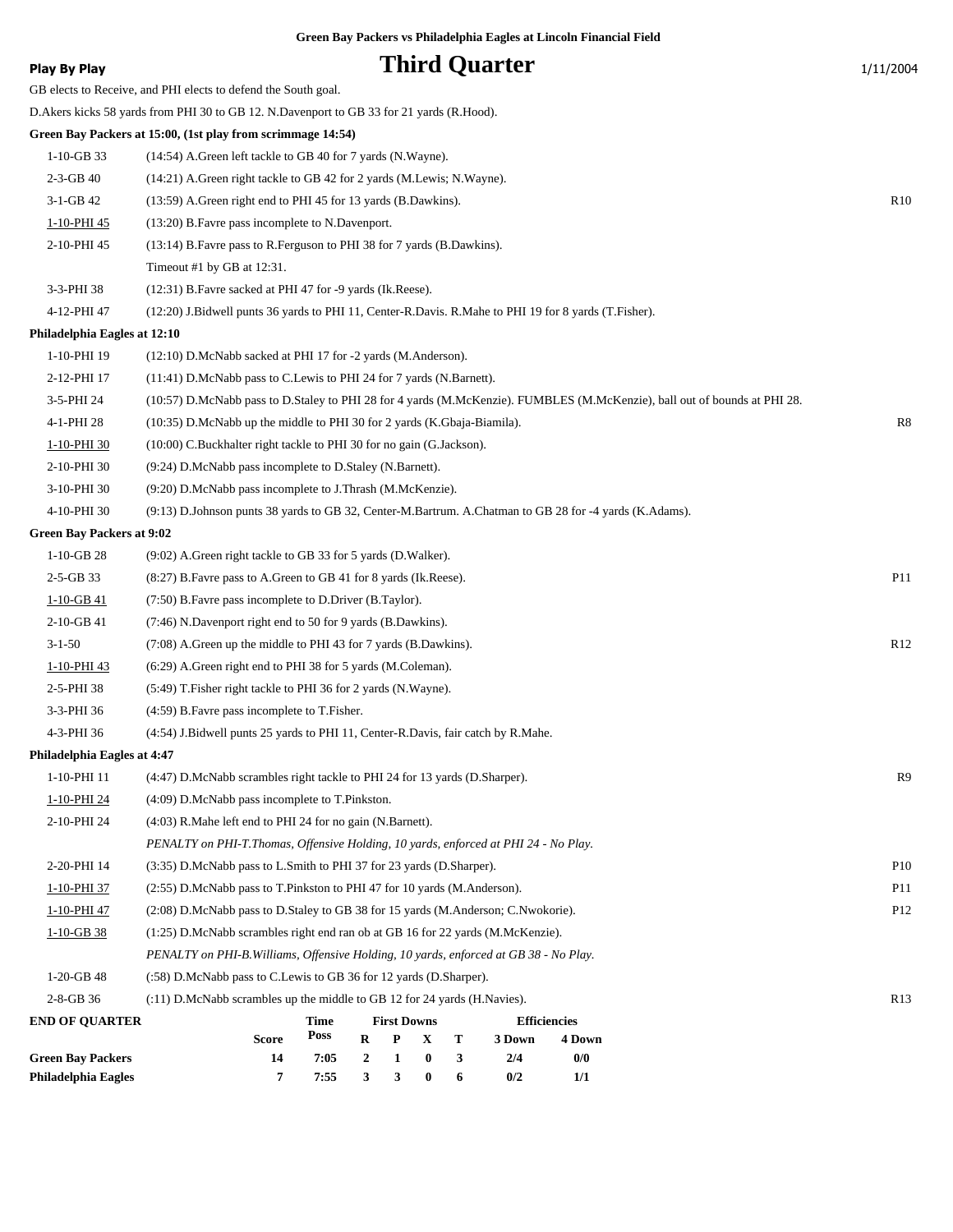**Green Bay Packers vs Philadelphia Eagles at Lincoln Financial Field**

**Play By Play**

# Third Quarter

1/11/2004

GB elects to Receive, and PHI elects to defend the South goal.

D.Akers kicks 58 yards from PHI 30 to GB 12. N.Davenport to GB 33 for 21 yards (R.Hood).

**Green Bay Packers at 15:00, (1st play from scrimmage 14:54)**

| | | |
|---|---|---|
| 1-10-GB 33 | (14:54) A.Green left tackle to GB 40 for 7 yards (N.Wayne). | |
| 2-3-GB 40 | (14:21) A.Green right tackle to GB 42 for 2 yards (M.Lewis; N.Wayne). | |
| 3-1-GB 42 | (13:59) A.Green right end to PHI 45 for 13 yards (B.Dawkins). | R10 |
| 1-10-PHI 45 | (13:20) B.Favre pass incomplete to N.Davenport. | |
| 2-10-PHI 45 | (13:14) B.Favre pass to R.Ferguson to PHI 38 for 7 yards (B.Dawkins). | |
| | Timeout #1 by GB at 12:31. | |
| 3-3-PHI 38 | (12:31) B.Favre sacked at PHI 47 for -9 yards (Ik.Reese). | |
| 4-12-PHI 47 | (12:20) J.Bidwell punts 36 yards to PHI 11, Center-R.Davis. R.Mahe to PHI 19 for 8 yards (T.Fisher). | |

**Philadelphia Eagles at 12:10**

| | | |
|---|---|---|
| 1-10-PHI 19 | (12:10) D.McNabb sacked at PHI 17 for -2 yards (M.Anderson). | |
| 2-12-PHI 17 | (11:41) D.McNabb pass to C.Lewis to PHI 24 for 7 yards (N.Barnett). | |
| 3-5-PHI 24 | (10:57) D.McNabb pass to D.Staley to PHI 28 for 4 yards (M.McKenzie). FUMBLES (M.McKenzie), ball out of bounds at PHI 28. | |
| 4-1-PHI 28 | (10:35) D.McNabb up the middle to PHI 30 for 2 yards (K.Gbaja-Biamila). | R8 |
| 1-10-PHI 30 | (10:00) C.Buckhalter right tackle to PHI 30 for no gain (G.Jackson). | |
| 2-10-PHI 30 | (9:24) D.McNabb pass incomplete to D.Staley (N.Barnett). | |
| 3-10-PHI 30 | (9:20) D.McNabb pass incomplete to J.Thrash (M.McKenzie). | |
| 4-10-PHI 30 | (9:13) D.Johnson punts 38 yards to GB 32, Center-M.Bartrum. A.Chatman to GB 28 for -4 yards (K.Adams). | |

**Green Bay Packers at 9:02**

| | | |
|---|---|---|
| 1-10-GB 28 | (9:02) A.Green right tackle to GB 33 for 5 yards (D.Walker). | |
| 2-5-GB 33 | (8:27) B.Favre pass to A.Green to GB 41 for 8 yards (Ik.Reese). | P11 |
| 1-10-GB 41 | (7:50) B.Favre pass incomplete to D.Driver (B.Taylor). | |
| 2-10-GB 41 | (7:46) N.Davenport right end to 50 for 9 yards (B.Dawkins). | |
| 3-1-50 | (7:08) A.Green up the middle to PHI 43 for 7 yards (B.Dawkins). | R12 |
| 1-10-PHI 43 | (6:29) A.Green right end to PHI 38 for 5 yards (M.Coleman). | |
| 2-5-PHI 38 | (5:49) T.Fisher right tackle to PHI 36 for 2 yards (N.Wayne). | |
| 3-3-PHI 36 | (4:59) B.Favre pass incomplete to T.Fisher. | |
| 4-3-PHI 36 | (4:54) J.Bidwell punts 25 yards to PHI 11, Center-R.Davis, fair catch by R.Mahe. | |

**Philadelphia Eagles at 4:47**

| | | |
|---|---|---|
| 1-10-PHI 11 | (4:47) D.McNabb scrambles right tackle to PHI 24 for 13 yards (D.Sharper). | R9 |
| 1-10-PHI 24 | (4:09) D.McNabb pass incomplete to T.Pinkston. | |
| 2-10-PHI 24 | (4:03) R.Mahe left end to PHI 24 for no gain (N.Barnett). | |
| | *PENALTY on PHI-T.Thomas, Offensive Holding, 10 yards, enforced at PHI 24 - No Play.* | |
| 2-20-PHI 14 | (3:35) D.McNabb pass to L.Smith to PHI 37 for 23 yards (D.Sharper). | P10 |
| 1-10-PHI 37 | (2:55) D.McNabb pass to T.Pinkston to PHI 47 for 10 yards (M.Anderson). | P11 |
| 1-10-PHI 47 | (2:08) D.McNabb pass to D.Staley to GB 38 for 15 yards (M.Anderson; C.Nwokorie). | P12 |
| 1-10-GB 38 | (1:25) D.McNabb scrambles right end ran ob at GB 16 for 22 yards (M.McKenzie). | |
| | *PENALTY on PHI-B.Williams, Offensive Holding, 10 yards, enforced at GB 38 - No Play.* | |
| 1-20-GB 48 | (:58) D.McNabb pass to C.Lewis to GB 36 for 12 yards (D.Sharper). | |
| 2-8-GB 36 | (:11) D.McNabb scrambles up the middle to GB 12 for 24 yards (H.Navies). | R13 |

| END OF QUARTER | Score | Time Poss | First Downs R | P | X | T | Efficiencies 3 Down | 4 Down |
|---|---|---|---|---|---|---|---|---|
| Green Bay Packers | 14 | 7:05 | 2 | 1 | 0 | 3 | 2/4 | 0/0 |
| Philadelphia Eagles | 7 | 7:55 | 3 | 3 | 0 | 6 | 0/2 | 1/1 |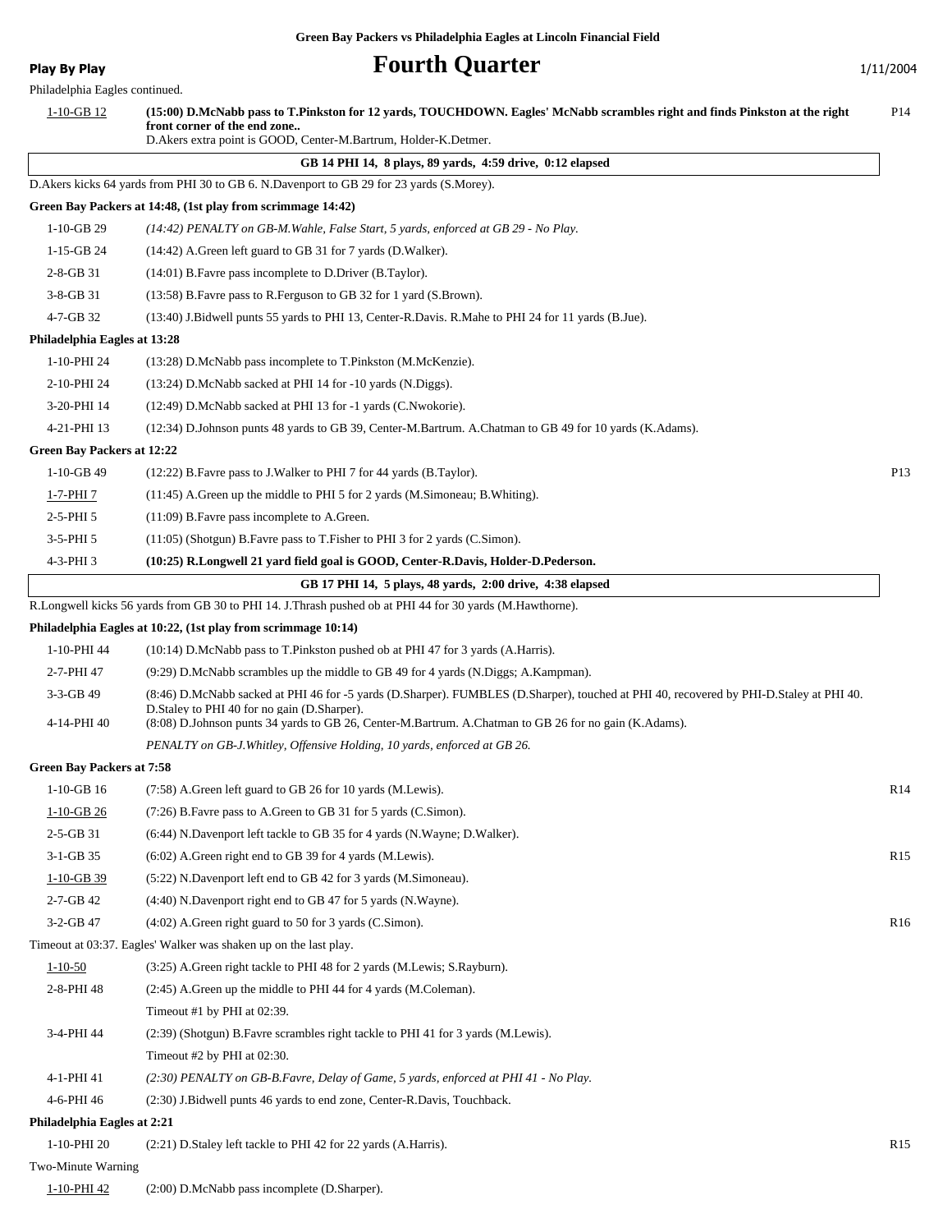**Green Bay Packers vs Philadelphia Eagles at Lincoln Financial Field**

**Play By Play**

# Fourth Quarter

1/11/2004

Philadelphia Eagles continued.

| Down | Play | |
|---|---|---|
| 1-10-GB 12 | **(15:00) D.McNabb pass to T.Pinkston for 12 yards, TOUCHDOWN. Eagles' McNabb scrambles right and finds Pinkston at the right front corner of the end zone..** D.Akers extra point is GOOD, Center-M.Bartrum, Holder-K.Detmer. | P14 |
| | **GB 14 PHI 14, 8 plays, 89 yards, 4:59 drive, 0:12 elapsed** | |
| | D.Akers kicks 64 yards from PHI 30 to GB 6. N.Davenport to GB 29 for 23 yards (S.Morey). | |

**Green Bay Packers at 14:48, (1st play from scrimmage 14:42)**

| Down | Play | |
|---|---|---|
| 1-10-GB 29 | *(14:42) PENALTY on GB-M.Wahle, False Start, 5 yards, enforced at GB 29 - No Play.* | |
| 1-15-GB 24 | (14:42) A.Green left guard to GB 31 for 7 yards (D.Walker). | |
| 2-8-GB 31 | (14:01) B.Favre pass incomplete to D.Driver (B.Taylor). | |
| 3-8-GB 31 | (13:58) B.Favre pass to R.Ferguson to GB 32 for 1 yard (S.Brown). | |
| 4-7-GB 32 | (13:40) J.Bidwell punts 55 yards to PHI 13, Center-R.Davis. R.Mahe to PHI 24 for 11 yards (B.Jue). | |

**Philadelphia Eagles at 13:28**

| Down | Play | |
|---|---|---|
| 1-10-PHI 24 | (13:28) D.McNabb pass incomplete to T.Pinkston (M.McKenzie). | |
| 2-10-PHI 24 | (13:24) D.McNabb sacked at PHI 14 for -10 yards (N.Diggs). | |
| 3-20-PHI 14 | (12:49) D.McNabb sacked at PHI 13 for -1 yards (C.Nwokorie). | |
| 4-21-PHI 13 | (12:34) D.Johnson punts 48 yards to GB 39, Center-M.Bartrum. A.Chatman to GB 49 for 10 yards (K.Adams). | |

**Green Bay Packers at 12:22**

| Down | Play | |
|---|---|---|
| 1-10-GB 49 | (12:22) B.Favre pass to J.Walker to PHI 7 for 44 yards (B.Taylor). | P13 |
| 1-7-PHI 7 | (11:45) A.Green up the middle to PHI 5 for 2 yards (M.Simoneau; B.Whiting). | |
| 2-5-PHI 5 | (11:09) B.Favre pass incomplete to A.Green. | |
| 3-5-PHI 5 | (11:05) (Shotgun) B.Favre pass to T.Fisher to PHI 3 for 2 yards (C.Simon). | |
| 4-3-PHI 3 | **(10:25) R.Longwell 21 yard field goal is GOOD, Center-R.Davis, Holder-D.Pederson.** | |
| | **GB 17 PHI 14, 5 plays, 48 yards, 2:00 drive, 4:38 elapsed** | |
| | R.Longwell kicks 56 yards from GB 30 to PHI 14. J.Thrash pushed ob at PHI 44 for 30 yards (M.Hawthorne). | |

**Philadelphia Eagles at 10:22, (1st play from scrimmage 10:14)**

| Down | Play | |
|---|---|---|
| 1-10-PHI 44 | (10:14) D.McNabb pass to T.Pinkston pushed ob at PHI 47 for 3 yards (A.Harris). | |
| 2-7-PHI 47 | (9:29) D.McNabb scrambles up the middle to GB 49 for 4 yards (N.Diggs; A.Kampman). | |
| 3-3-GB 49 | (8:46) D.McNabb sacked at PHI 46 for -5 yards (D.Sharper). FUMBLES (D.Sharper), touched at PHI 40, recovered by PHI-D.Staley at PHI 40. D.Staley to PHI 40 for no gain (D.Sharper). | |
| 4-14-PHI 40 | (8:08) D.Johnson punts 34 yards to GB 26, Center-M.Bartrum. A.Chatman to GB 26 for no gain (K.Adams). | |
| | *PENALTY on GB-J.Whitley, Offensive Holding, 10 yards, enforced at GB 26.* | |

**Green Bay Packers at 7:58**

| Down | Play | |
|---|---|---|
| 1-10-GB 16 | (7:58) A.Green left guard to GB 26 for 10 yards (M.Lewis). | R14 |
| 1-10-GB 26 | (7:26) B.Favre pass to A.Green to GB 31 for 5 yards (C.Simon). | |
| 2-5-GB 31 | (6:44) N.Davenport left tackle to GB 35 for 4 yards (N.Wayne; D.Walker). | |
| 3-1-GB 35 | (6:02) A.Green right end to GB 39 for 4 yards (M.Lewis). | R15 |
| 1-10-GB 39 | (5:22) N.Davenport left end to GB 42 for 3 yards (M.Simoneau). | |
| 2-7-GB 42 | (4:40) N.Davenport right end to GB 47 for 5 yards (N.Wayne). | |
| 3-2-GB 47 | (4:02) A.Green right guard to 50 for 3 yards (C.Simon). | R16 |
| | Timeout at 03:37. Eagles' Walker was shaken up on the last play. | |
| 1-10-50 | (3:25) A.Green right tackle to PHI 48 for 2 yards (M.Lewis; S.Rayburn). | |
| 2-8-PHI 48 | (2:45) A.Green up the middle to PHI 44 for 4 yards (M.Coleman). | |
| | Timeout #1 by PHI at 02:39. | |
| 3-4-PHI 44 | (2:39) (Shotgun) B.Favre scrambles right tackle to PHI 41 for 3 yards (M.Lewis). | |
| | Timeout #2 by PHI at 02:30. | |
| 4-1-PHI 41 | *(2:30) PENALTY on GB-B.Favre, Delay of Game, 5 yards, enforced at PHI 41 - No Play.* | |
| 4-6-PHI 46 | (2:30) J.Bidwell punts 46 yards to end zone, Center-R.Davis, Touchback. | |

**Philadelphia Eagles at 2:21**

| Down | Play | |
|---|---|---|
| 1-10-PHI 20 | (2:21) D.Staley left tackle to PHI 42 for 22 yards (A.Harris). | R15 |
| | Two-Minute Warning | |
| 1-10-PHI 42 | (2:00) D.McNabb pass incomplete (D.Sharper). | |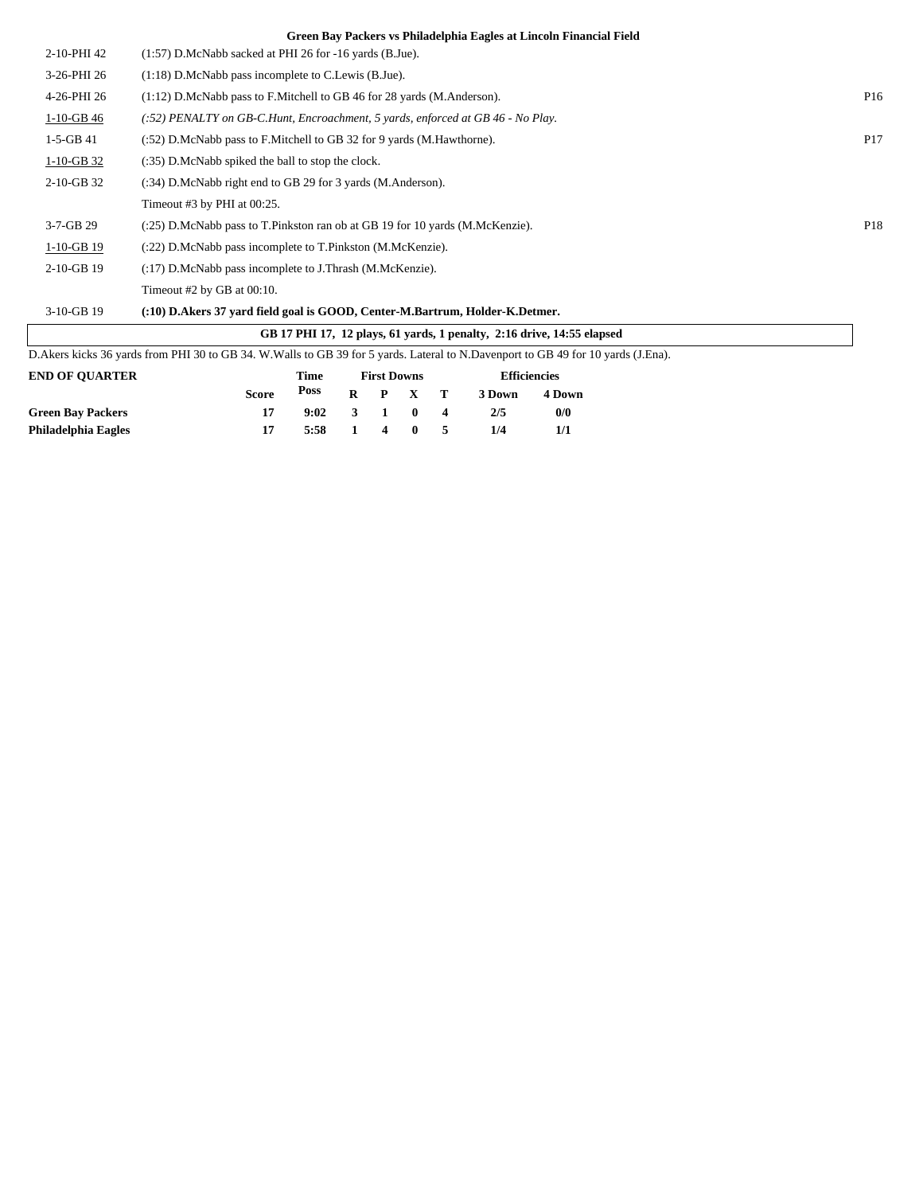### Green Bay Packers vs Philadelphia Eagles at Lincoln Financial Field

| | | |
|---|---|---|
| 2-10-PHI 42 | (1:57) D.McNabb sacked at PHI 26 for -16 yards (B.Jue). | |
| 3-26-PHI 26 | (1:18) D.McNabb pass incomplete to C.Lewis (B.Jue). | |
| 4-26-PHI 26 | (1:12) D.McNabb pass to F.Mitchell to GB 46 for 28 yards (M.Anderson). | P16 |
| 1-10-GB 46 | *(:52) PENALTY on GB-C.Hunt, Encroachment, 5 yards, enforced at GB 46 - No Play.* | |
| 1-5-GB 41 | (:52) D.McNabb pass to F.Mitchell to GB 32 for 9 yards (M.Hawthorne). | P17 |
| 1-10-GB 32 | (:35) D.McNabb spiked the ball to stop the clock. | |
| 2-10-GB 32 | (:34) D.McNabb right end to GB 29 for 3 yards (M.Anderson). | |
| | Timeout #3 by PHI at 00:25. | |
| 3-7-GB 29 | (:25) D.McNabb pass to T.Pinkston ran ob at GB 19 for 10 yards (M.McKenzie). | P18 |
| 1-10-GB 19 | (:22) D.McNabb pass incomplete to T.Pinkston (M.McKenzie). | |
| 2-10-GB 19 | (:17) D.McNabb pass incomplete to J.Thrash (M.McKenzie). | |
| | Timeout #2 by GB at 00:10. | |
| 3-10-GB 19 | **(:10) D.Akers 37 yard field goal is GOOD, Center-M.Bartrum, Holder-K.Detmer.** | |

**GB 17 PHI 17, 12 plays, 61 yards, 1 penalty, 2:16 drive, 14:55 elapsed**

D.Akers kicks 36 yards from PHI 30 to GB 34. W.Walls to GB 39 for 5 yards. Lateral to N.Davenport to GB 49 for 10 yards (J.Ena).

| END OF QUARTER | Score | Time Poss | First Downs R | P | X | T | Efficiencies 3 Down | 4 Down |
|---|---|---|---|---|---|---|---|---|
| **Green Bay Packers** | 17 | 9:02 | 3 | 1 | 0 | 4 | 2/5 | 0/0 |
| **Philadelphia Eagles** | 17 | 5:58 | 1 | 4 | 0 | 5 | 1/4 | 1/1 |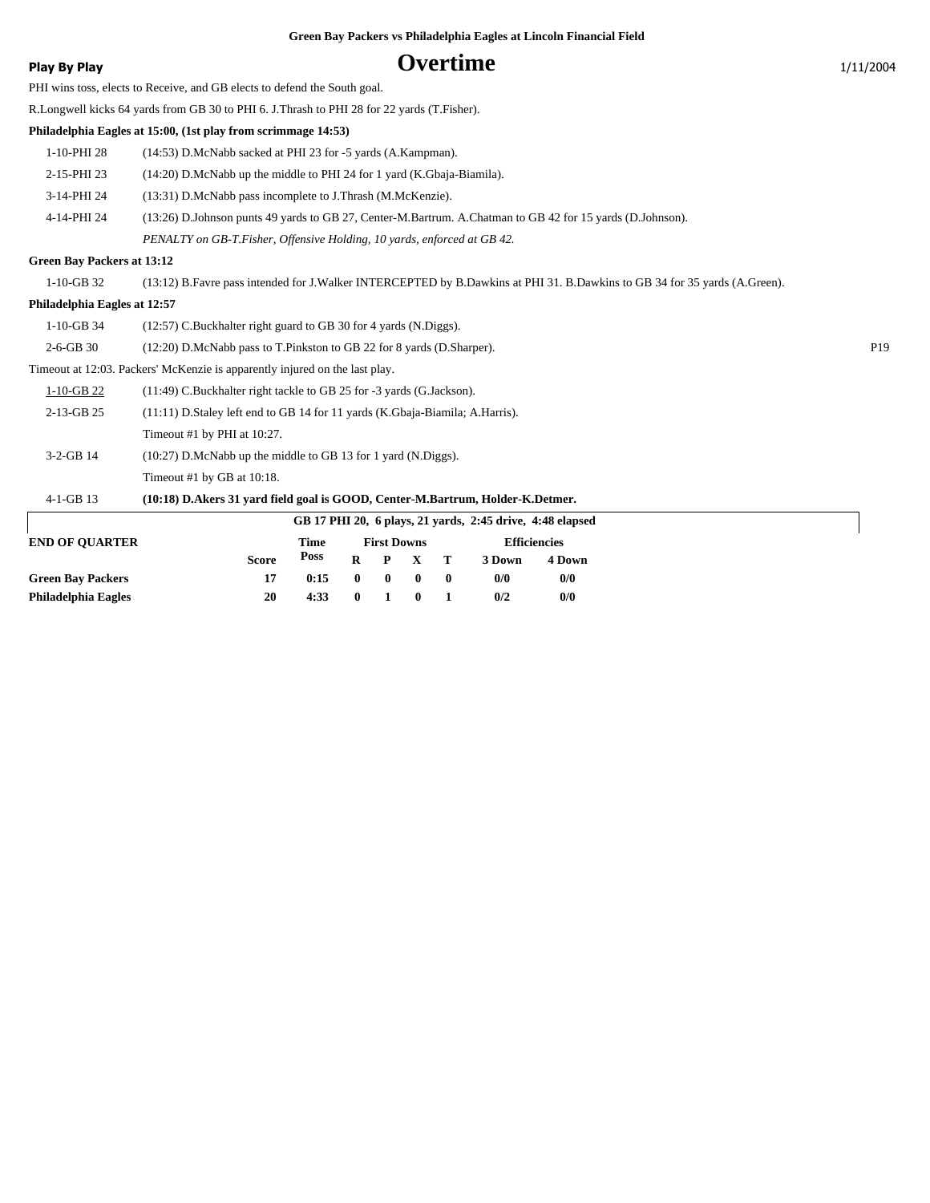Green Bay Packers vs Philadelphia Eagles at Lincoln Financial Field

**Play By Play** 

# Overtime

1/11/2004

PHI wins toss, elects to Receive, and GB elects to defend the South goal.

R.Longwell kicks 64 yards from GB 30 to PHI 6. J.Thrash to PHI 28 for 22 yards (T.Fisher).

**Philadelphia Eagles at 15:00, (1st play from scrimmage 14:53)**

| | |
|---|---|
| 1-10-PHI 28 | (14:53) D.McNabb sacked at PHI 23 for -5 yards (A.Kampman). |
| 2-15-PHI 23 | (14:20) D.McNabb up the middle to PHI 24 for 1 yard (K.Gbaja-Biamila). |
| 3-14-PHI 24 | (13:31) D.McNabb pass incomplete to J.Thrash (M.McKenzie). |
| 4-14-PHI 24 | (13:26) D.Johnson punts 49 yards to GB 27, Center-M.Bartrum. A.Chatman to GB 42 for 15 yards (D.Johnson). |
| | *PENALTY on GB-T.Fisher, Offensive Holding, 10 yards, enforced at GB 42.* |

**Green Bay Packers at 13:12**

| | |
|---|---|
| 1-10-GB 32 | (13:12) B.Favre pass intended for J.Walker INTERCEPTED by B.Dawkins at PHI 31. B.Dawkins to GB 34 for 35 yards (A.Green). |

**Philadelphia Eagles at 12:57**

| | | |
|---|---|---|
| 1-10-GB 34 | (12:57) C.Buckhalter right guard to GB 30 for 4 yards (N.Diggs). | |
| 2-6-GB 30 | (12:20) D.McNabb pass to T.Pinkston to GB 22 for 8 yards (D.Sharper). | P19 |

Timeout at 12:03. Packers' McKenzie is apparently injured on the last play.

| | |
|---|---|
| 1-10-GB 22 | (11:49) C.Buckhalter right tackle to GB 25 for -3 yards (G.Jackson). |
| 2-13-GB 25 | (11:11) D.Staley left end to GB 14 for 11 yards (K.Gbaja-Biamila; A.Harris). |
| | Timeout #1 by PHI at 10:27. |
| 3-2-GB 14 | (10:27) D.McNabb up the middle to GB 13 for 1 yard (N.Diggs). |
| | Timeout #1 by GB at 10:18. |
| 4-1-GB 13 | **(10:18) D.Akers 31 yard field goal is GOOD, Center-M.Bartrum, Holder-K.Detmer.** |

**GB 17 PHI 20, 6 plays, 21 yards, 2:45 drive, 4:48 elapsed**

| END OF QUARTER | Score | Time Poss | First Downs R | P | X | T | Efficiencies 3 Down | 4 Down |
|---|---|---|---|---|---|---|---|---|
| **Green Bay Packers** | 17 | 0:15 | 0 | 0 | 0 | 0 | 0/0 | 0/0 |
| **Philadelphia Eagles** | 20 | 4:33 | 0 | 1 | 0 | 1 | 0/2 | 0/0 |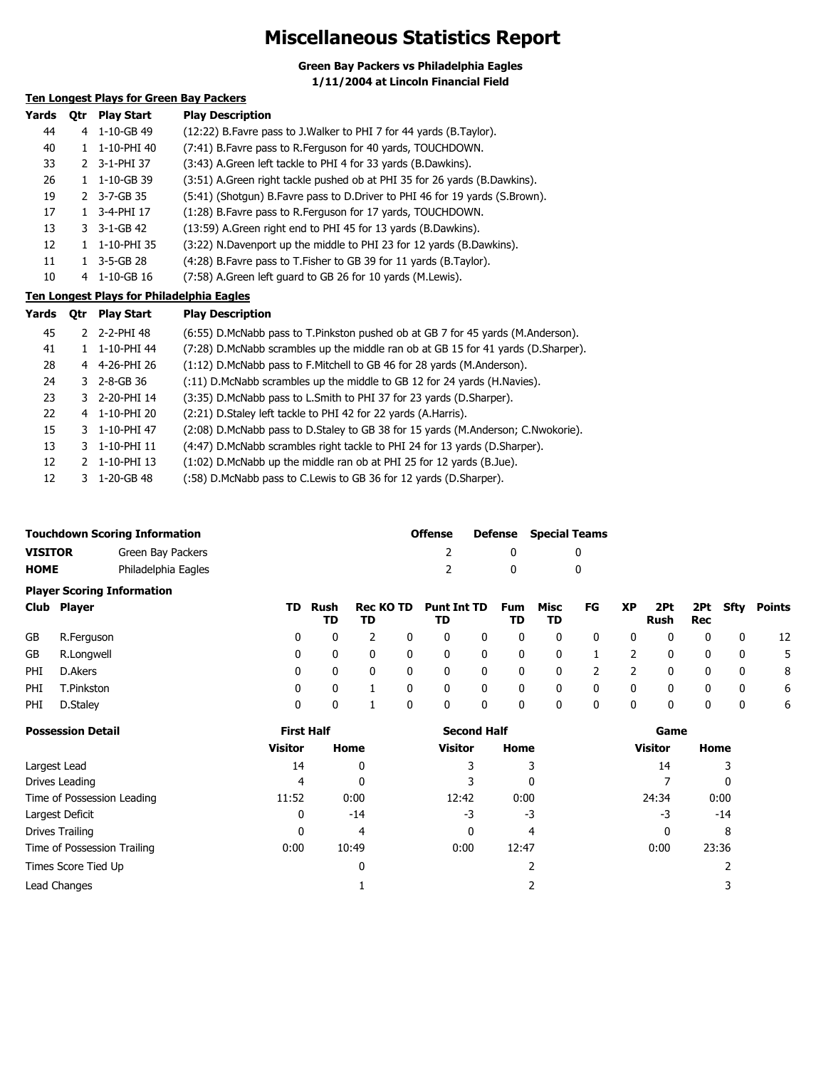# Miscellaneous Statistics Report

**Green Bay Packers vs Philadelphia Eagles**
**1/11/2004 at Lincoln Financial Field**

## Ten Longest Plays for Green Bay Packers

| Yards | Qtr | Play Start | Play Description |
|---|---|---|---|
| 44 | 4 | 1-10-GB 49 | (12:22) B.Favre pass to J.Walker to PHI 7 for 44 yards (B.Taylor). |
| 40 | 1 | 1-10-PHI 40 | (7:41) B.Favre pass to R.Ferguson for 40 yards, TOUCHDOWN. |
| 33 | 2 | 3-1-PHI 37 | (3:43) A.Green left tackle to PHI 4 for 33 yards (B.Dawkins). |
| 26 | 1 | 1-10-GB 39 | (3:51) A.Green right tackle pushed ob at PHI 35 for 26 yards (B.Dawkins). |
| 19 | 2 | 3-7-GB 35 | (5:41) (Shotgun) B.Favre pass to D.Driver to PHI 46 for 19 yards (S.Brown). |
| 17 | 1 | 3-4-PHI 17 | (1:28) B.Favre pass to R.Ferguson for 17 yards, TOUCHDOWN. |
| 13 | 3 | 3-1-GB 42 | (13:59) A.Green right end to PHI 45 for 13 yards (B.Dawkins). |
| 12 | 1 | 1-10-PHI 35 | (3:22) N.Davenport up the middle to PHI 23 for 12 yards (B.Dawkins). |
| 11 | 1 | 3-5-GB 28 | (4:28) B.Favre pass to T.Fisher to GB 39 for 11 yards (B.Taylor). |
| 10 | 4 | 1-10-GB 16 | (7:58) A.Green left guard to GB 26 for 10 yards (M.Lewis). |

## Ten Longest Plays for Philadelphia Eagles

| Yards | Qtr | Play Start | Play Description |
|---|---|---|---|
| 45 | 2 | 2-2-PHI 48 | (6:55) D.McNabb pass to T.Pinkston pushed ob at GB 7 for 45 yards (M.Anderson). |
| 41 | 1 | 1-10-PHI 44 | (7:28) D.McNabb scrambles up the middle ran ob at GB 15 for 41 yards (D.Sharper). |
| 28 | 4 | 4-26-PHI 26 | (1:12) D.McNabb pass to F.Mitchell to GB 46 for 28 yards (M.Anderson). |
| 24 | 3 | 2-8-GB 36 | (:11) D.McNabb scrambles up the middle to GB 12 for 24 yards (H.Navies). |
| 23 | 3 | 2-20-PHI 14 | (3:35) D.McNabb pass to L.Smith to PHI 37 for 23 yards (D.Sharper). |
| 22 | 4 | 1-10-PHI 20 | (2:21) D.Staley left tackle to PHI 42 for 22 yards (A.Harris). |
| 15 | 3 | 1-10-PHI 47 | (2:08) D.McNabb pass to D.Staley to GB 38 for 15 yards (M.Anderson; C.Nwokorie). |
| 13 | 3 | 1-10-PHI 11 | (4:47) D.McNabb scrambles right tackle to PHI 24 for 13 yards (D.Sharper). |
| 12 | 2 | 1-10-PHI 13 | (1:02) D.McNabb up the middle ran ob at PHI 25 for 12 yards (B.Jue). |
| 12 | 3 | 1-20-GB 48 | (:58) D.McNabb pass to C.Lewis to GB 36 for 12 yards (D.Sharper). |

## Touchdown Scoring Information

| | | Offense | Defense | Special Teams |
|---|---|---|---|---|
| **VISITOR** | Green Bay Packers | 2 | 0 | 0 |
| **HOME** | Philadelphia Eagles | 2 | 0 | 0 |

## Player Scoring Information

| Club | Player | TD | Rush TD | Rec TD | KO TD | Punt TD | Int TD | Fum TD | Misc TD | FG | XP | 2Pt Rush | 2Pt Rec | Sfty | Points |
|---|---|---|---|---|---|---|---|---|---|---|---|---|---|---|---|
| GB | R.Ferguson | 0 | 0 | 2 | 0 | 0 | 0 | 0 | 0 | 0 | 0 | 0 | 0 | 0 | 12 |
| GB | R.Longwell | 0 | 0 | 0 | 0 | 0 | 0 | 0 | 0 | 1 | 2 | 0 | 0 | 0 | 5 |
| PHI | D.Akers | 0 | 0 | 0 | 0 | 0 | 0 | 0 | 0 | 2 | 2 | 0 | 0 | 0 | 8 |
| PHI | T.Pinkston | 0 | 0 | 1 | 0 | 0 | 0 | 0 | 0 | 0 | 0 | 0 | 0 | 0 | 6 |
| PHI | D.Staley | 0 | 0 | 1 | 0 | 0 | 0 | 0 | 0 | 0 | 0 | 0 | 0 | 0 | 6 |

## Possession Detail

| | First Half | | Second Half | | Game | |
|---|---|---|---|---|---|---|
| | Visitor | Home | Visitor | Home | Visitor | Home |
| Largest Lead | 14 | 0 | 3 | 3 | 14 | 3 |
| Drives Leading | 4 | 0 | 3 | 0 | 7 | 0 |
| Time of Possession Leading | 11:52 | 0:00 | 12:42 | 0:00 | 24:34 | 0:00 |
| Largest Deficit | 0 | -14 | -3 | -3 | -3 | -14 |
| Drives Trailing | 0 | 4 | 0 | 4 | 0 | 8 |
| Time of Possession Trailing | 0:00 | 10:49 | 0:00 | 12:47 | 0:00 | 23:36 |
| Times Score Tied Up | | 0 | | 2 | | 2 |
| Lead Changes | | 1 | | 2 | | 3 |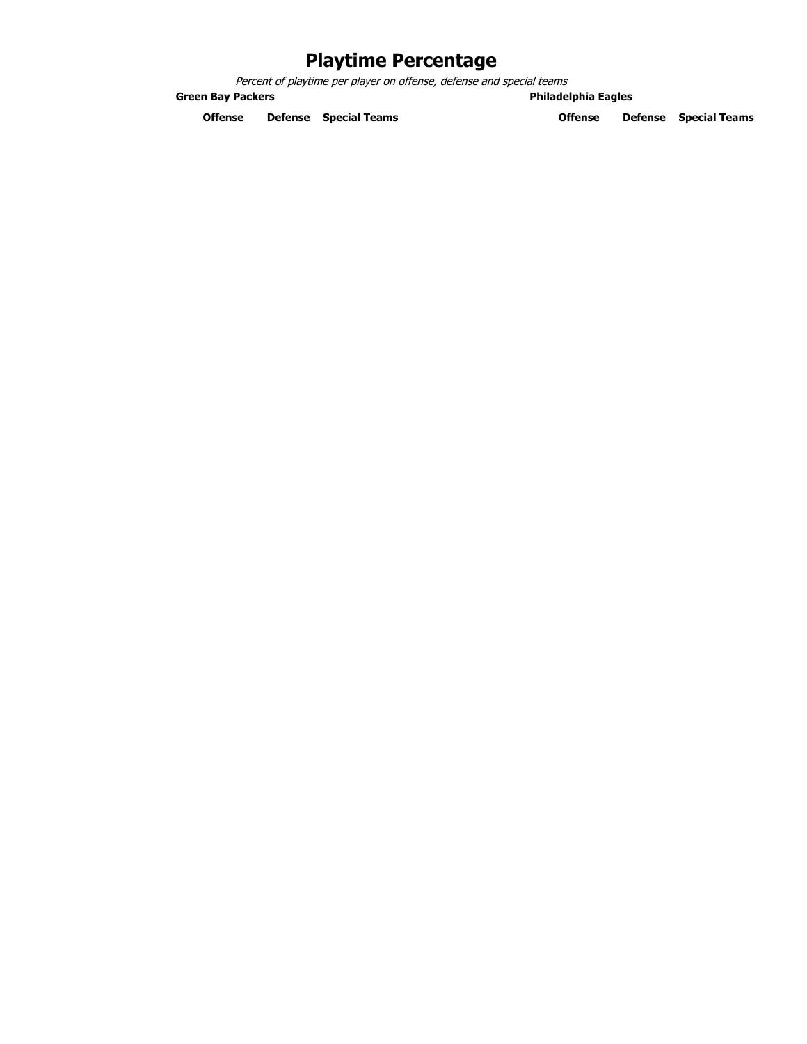# Playtime Percentage

*Percent of playtime per player on offense, defense and special teams*

**Green Bay Packers**

| Offense | Defense | Special Teams |
|---|---|---|

**Philadelphia Eagles**

| Offense | Defense | Special Teams |
|---|---|---|